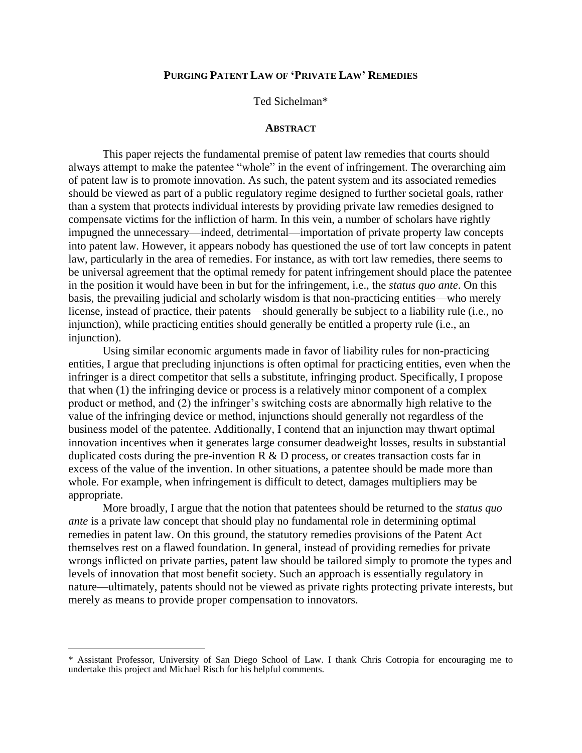# PURGING PATENT LAW OF 'PRIVATE LAW' REMEDIES

Ted Sichelman*

## ABSTRACT

This paper rejects the fundamental premise of patent law remedies that courts should always attempt to make the patentee "whole" in the event of infringement. The overarching aim of patent law is to promote innovation. As such, the patent system and its associated remedies should be viewed as part of a public regulatory regime designed to further societal goals, rather than a system that protects individual interests by providing private law remedies designed to compensate victims for the infliction of harm. In this vein, a number of scholars have rightly impugned the unnecessary—indeed, detrimental—importation of private property law concepts into patent law. However, it appears nobody has questioned the use of tort law concepts in patent law, particularly in the area of remedies. For instance, as with tort law remedies, there seems to be universal agreement that the optimal remedy for patent infringement should place the patentee in the position it would have been in but for the infringement, i.e., the *status quo ante*. On this basis, the prevailing judicial and scholarly wisdom is that non-practicing entities—who merely license, instead of practice, their patents—should generally be subject to a liability rule (i.e., no injunction), while practicing entities should generally be entitled a property rule (i.e., an injunction).

Using similar economic arguments made in favor of liability rules for non-practicing entities, I argue that precluding injunctions is often optimal for practicing entities, even when the infringer is a direct competitor that sells a substitute, infringing product. Specifically, I propose that when (1) the infringing device or process is a relatively minor component of a complex product or method, and (2) the infringer's switching costs are abnormally high relative to the value of the infringing device or method, injunctions should generally not regardless of the business model of the patentee. Additionally, I contend that an injunction may thwart optimal innovation incentives when it generates large consumer deadweight losses, results in substantial duplicated costs during the pre-invention R & D process, or creates transaction costs far in excess of the value of the invention. In other situations, a patentee should be made more than whole. For example, when infringement is difficult to detect, damages multipliers may be appropriate.

More broadly, I argue that the notion that patentees should be returned to the *status quo ante* is a private law concept that should play no fundamental role in determining optimal remedies in patent law. On this ground, the statutory remedies provisions of the Patent Act themselves rest on a flawed foundation. In general, instead of providing remedies for private wrongs inflicted on private parties, patent law should be tailored simply to promote the types and levels of innovation that most benefit society. Such an approach is essentially regulatory in nature—ultimately, patents should not be viewed as private rights protecting private interests, but merely as means to provide proper compensation to innovators.

---

\* Assistant Professor, University of San Diego School of Law. I thank Chris Cotropia for encouraging me to undertake this project and Michael Risch for his helpful comments.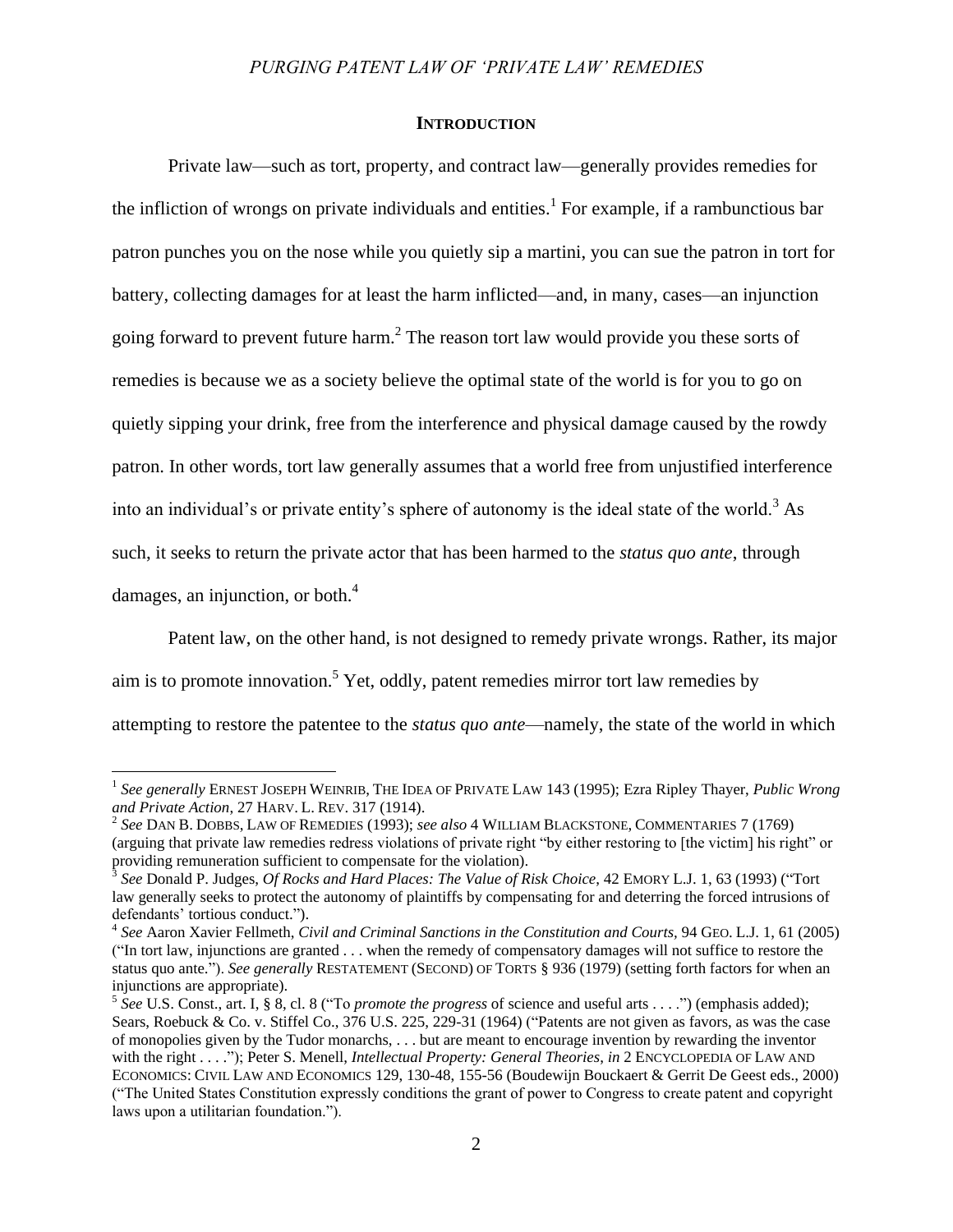## INTRODUCTION

Private law—such as tort, property, and contract law—generally provides remedies for the infliction of wrongs on private individuals and entities.[1] For example, if a rambunctious bar patron punches you on the nose while you quietly sip a martini, you can sue the patron in tort for battery, collecting damages for at least the harm inflicted—and, in many, cases—an injunction going forward to prevent future harm.[2] The reason tort law would provide you these sorts of remedies is because we as a society believe the optimal state of the world is for you to go on quietly sipping your drink, free from the interference and physical damage caused by the rowdy patron. In other words, tort law generally assumes that a world free from unjustified interference into an individual's or private entity's sphere of autonomy is the ideal state of the world.[3] As such, it seeks to return the private actor that has been harmed to the *status quo ante*, through damages, an injunction, or both.[4]

Patent law, on the other hand, is not designed to remedy private wrongs. Rather, its major aim is to promote innovation.[5] Yet, oddly, patent remedies mirror tort law remedies by attempting to restore the patentee to the *status quo ante*—namely, the state of the world in which

---

[1] *See generally* ERNEST JOSEPH WEINRIB, THE IDEA OF PRIVATE LAW 143 (1995); Ezra Ripley Thayer, *Public Wrong and Private Action*, 27 HARV. L. REV. 317 (1914).

[2] *See* DAN B. DOBBS, LAW OF REMEDIES (1993); *see also* 4 WILLIAM BLACKSTONE, COMMENTARIES 7 (1769) (arguing that private law remedies redress violations of private right "by either restoring to [the victim] his right" or providing remuneration sufficient to compensate for the violation).

[3] *See* Donald P. Judges, *Of Rocks and Hard Places: The Value of Risk Choice*, 42 EMORY L.J. 1, 63 (1993) ("Tort law generally seeks to protect the autonomy of plaintiffs by compensating for and deterring the forced intrusions of defendants' tortious conduct.").

[4] *See* Aaron Xavier Fellmeth, *Civil and Criminal Sanctions in the Constitution and Courts*, 94 GEO. L.J. 1, 61 (2005) ("In tort law, injunctions are granted . . . when the remedy of compensatory damages will not suffice to restore the status quo ante."). *See generally* RESTATEMENT (SECOND) OF TORTS § 936 (1979) (setting forth factors for when an injunctions are appropriate).

[5] *See* U.S. Const., art. I, § 8, cl. 8 ("To *promote the progress* of science and useful arts . . . .") (emphasis added); Sears, Roebuck & Co. v. Stiffel Co., 376 U.S. 225, 229-31 (1964) ("Patents are not given as favors, as was the case of monopolies given by the Tudor monarchs, . . . but are meant to encourage invention by rewarding the inventor with the right . . . ."); Peter S. Menell, *Intellectual Property: General Theories*, *in* 2 ENCYCLOPEDIA OF LAW AND ECONOMICS: CIVIL LAW AND ECONOMICS 129, 130-48, 155-56 (Boudewijn Bouckaert & Gerrit De Geest eds., 2000) ("The United States Constitution expressly conditions the grant of power to Congress to create patent and copyright laws upon a utilitarian foundation.").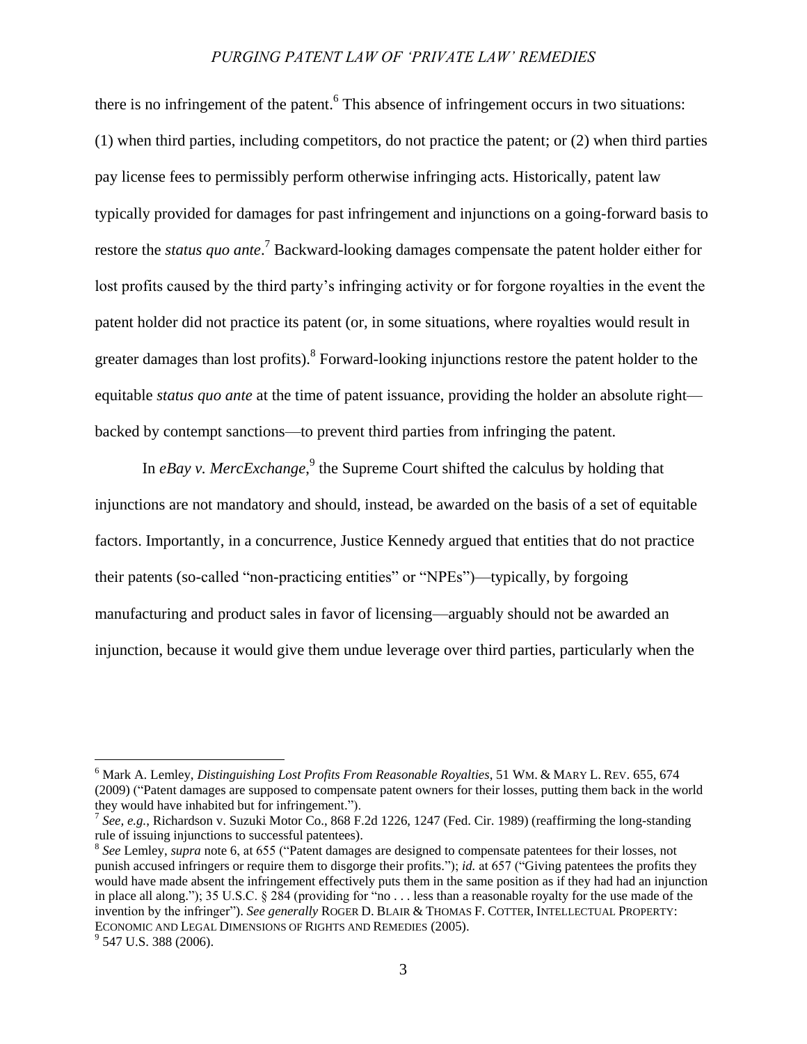there is no infringement of the patent.[6] This absence of infringement occurs in two situations: (1) when third parties, including competitors, do not practice the patent; or (2) when third parties pay license fees to permissibly perform otherwise infringing acts. Historically, patent law typically provided for damages for past infringement and injunctions on a going-forward basis to restore the *status quo ante*.[7] Backward-looking damages compensate the patent holder either for lost profits caused by the third party's infringing activity or for forgone royalties in the event the patent holder did not practice its patent (or, in some situations, where royalties would result in greater damages than lost profits).[8] Forward-looking injunctions restore the patent holder to the equitable *status quo ante* at the time of patent issuance, providing the holder an absolute right—backed by contempt sanctions—to prevent third parties from infringing the patent.

In *eBay v. MercExchange*,[9] the Supreme Court shifted the calculus by holding that injunctions are not mandatory and should, instead, be awarded on the basis of a set of equitable factors. Importantly, in a concurrence, Justice Kennedy argued that entities that do not practice their patents (so-called "non-practicing entities" or "NPEs")—typically, by forgoing manufacturing and product sales in favor of licensing—arguably should not be awarded an injunction, because it would give them undue leverage over third parties, particularly when the

---

[6] Mark A. Lemley, *Distinguishing Lost Profits From Reasonable Royalties*, 51 WM. & MARY L. REV. 655, 674 (2009) ("Patent damages are supposed to compensate patent owners for their losses, putting them back in the world they would have inhabited but for infringement.").

[7] *See, e.g.*, Richardson v. Suzuki Motor Co., 868 F.2d 1226, 1247 (Fed. Cir. 1989) (reaffirming the long-standing rule of issuing injunctions to successful patentees).

[8] *See* Lemley, *supra* note 6, at 655 ("Patent damages are designed to compensate patentees for their losses, not punish accused infringers or require them to disgorge their profits."); *id.* at 657 ("Giving patentees the profits they would have made absent the infringement effectively puts them in the same position as if they had had an injunction in place all along."); 35 U.S.C. § 284 (providing for "no . . . less than a reasonable royalty for the use made of the invention by the infringer"). *See generally* ROGER D. BLAIR & THOMAS F. COTTER, INTELLECTUAL PROPERTY: ECONOMIC AND LEGAL DIMENSIONS OF RIGHTS AND REMEDIES (2005).

[9] 547 U.S. 388 (2006).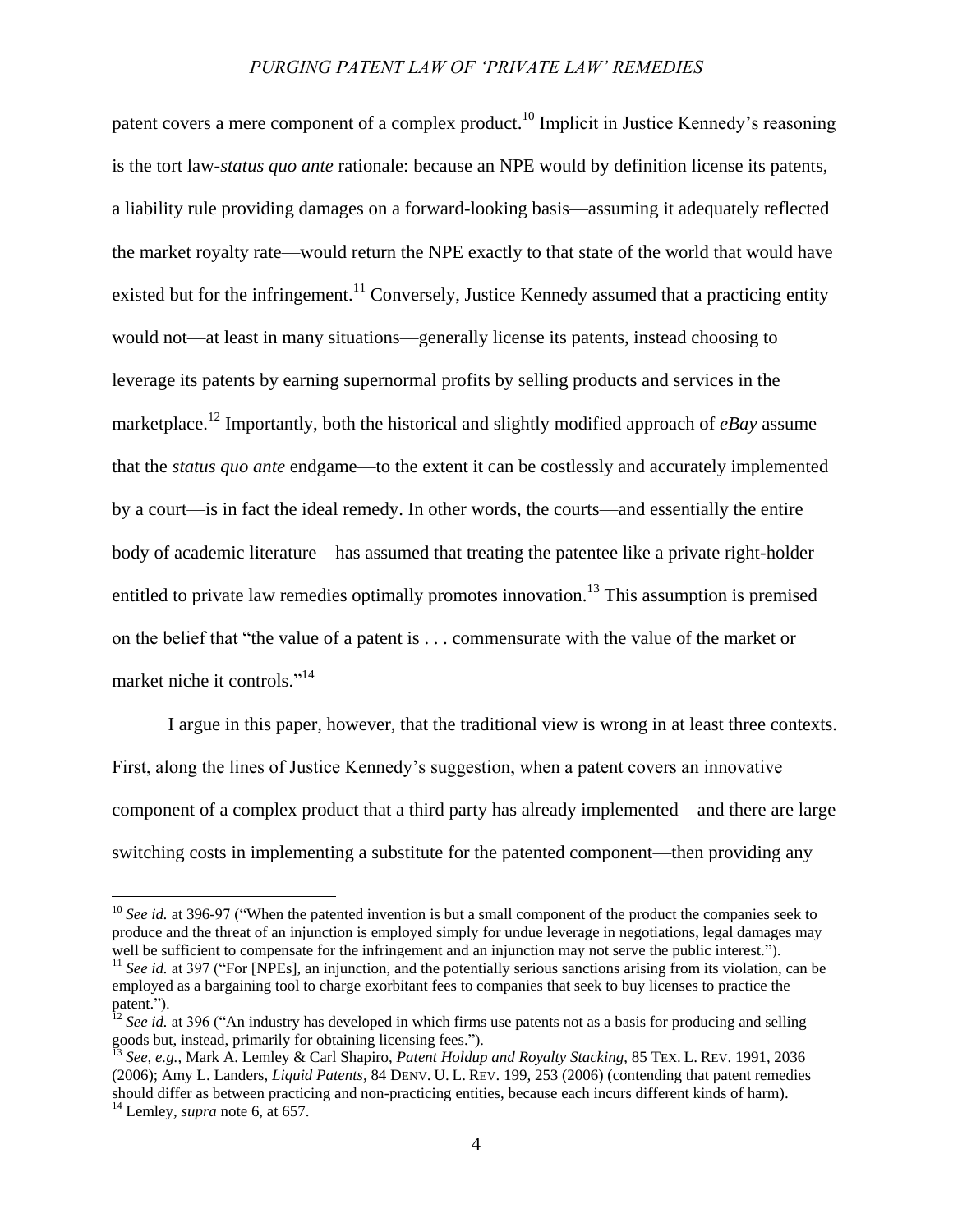patent covers a mere component of a complex product.[10] Implicit in Justice Kennedy's reasoning is the tort law-*status quo ante* rationale: because an NPE would by definition license its patents, a liability rule providing damages on a forward-looking basis—assuming it adequately reflected the market royalty rate—would return the NPE exactly to that state of the world that would have existed but for the infringement.[11] Conversely, Justice Kennedy assumed that a practicing entity would not—at least in many situations—generally license its patents, instead choosing to leverage its patents by earning supernormal profits by selling products and services in the marketplace.[12] Importantly, both the historical and slightly modified approach of *eBay* assume that the *status quo ante* endgame—to the extent it can be costlessly and accurately implemented by a court—is in fact the ideal remedy. In other words, the courts—and essentially the entire body of academic literature—has assumed that treating the patentee like a private right-holder entitled to private law remedies optimally promotes innovation.[13] This assumption is premised on the belief that "the value of a patent is . . . commensurate with the value of the market or market niche it controls."[14]

I argue in this paper, however, that the traditional view is wrong in at least three contexts. First, along the lines of Justice Kennedy's suggestion, when a patent covers an innovative component of a complex product that a third party has already implemented—and there are large switching costs in implementing a substitute for the patented component—then providing any

---

[10] *See id.* at 396-97 ("When the patented invention is but a small component of the product the companies seek to produce and the threat of an injunction is employed simply for undue leverage in negotiations, legal damages may well be sufficient to compensate for the infringement and an injunction may not serve the public interest.").

[11] *See id.* at 397 ("For [NPEs], an injunction, and the potentially serious sanctions arising from its violation, can be employed as a bargaining tool to charge exorbitant fees to companies that seek to buy licenses to practice the patent.").

[12] *See id.* at 396 ("An industry has developed in which firms use patents not as a basis for producing and selling goods but, instead, primarily for obtaining licensing fees.").

[13] *See, e.g.*, Mark A. Lemley & Carl Shapiro, *Patent Holdup and Royalty Stacking*, 85 TEX. L. REV. 1991, 2036 (2006); Amy L. Landers, *Liquid Patents*, 84 DENV. U. L. REV. 199, 253 (2006) (contending that patent remedies should differ as between practicing and non-practicing entities, because each incurs different kinds of harm).

[14] Lemley, *supra* note 6, at 657.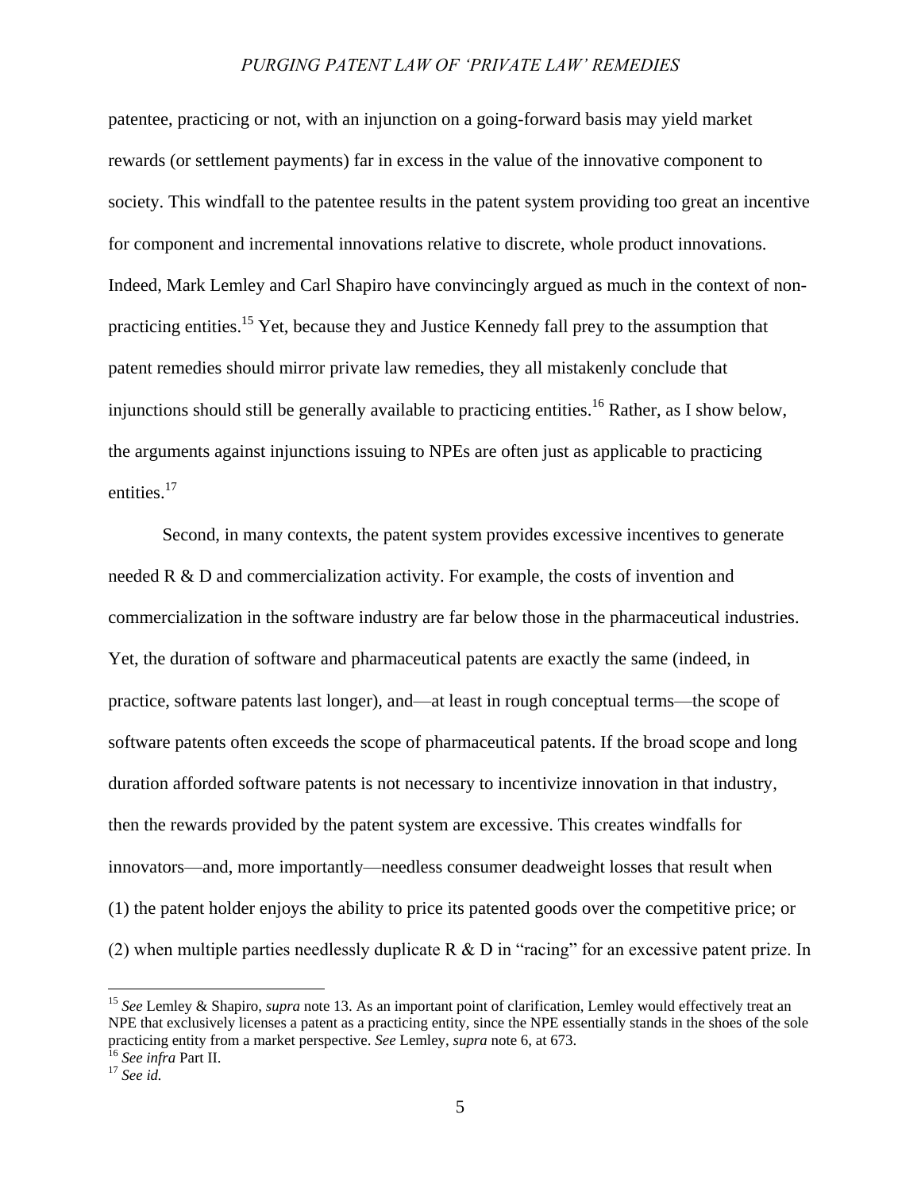patentee, practicing or not, with an injunction on a going-forward basis may yield market rewards (or settlement payments) far in excess in the value of the innovative component to society. This windfall to the patentee results in the patent system providing too great an incentive for component and incremental innovations relative to discrete, whole product innovations. Indeed, Mark Lemley and Carl Shapiro have convincingly argued as much in the context of non-practicing entities.[15] Yet, because they and Justice Kennedy fall prey to the assumption that patent remedies should mirror private law remedies, they all mistakenly conclude that injunctions should still be generally available to practicing entities.[16] Rather, as I show below, the arguments against injunctions issuing to NPEs are often just as applicable to practicing entities.[17]

Second, in many contexts, the patent system provides excessive incentives to generate needed R & D and commercialization activity. For example, the costs of invention and commercialization in the software industry are far below those in the pharmaceutical industries. Yet, the duration of software and pharmaceutical patents are exactly the same (indeed, in practice, software patents last longer), and—at least in rough conceptual terms—the scope of software patents often exceeds the scope of pharmaceutical patents. If the broad scope and long duration afforded software patents is not necessary to incentivize innovation in that industry, then the rewards provided by the patent system are excessive. This creates windfalls for innovators—and, more importantly—needless consumer deadweight losses that result when (1) the patent holder enjoys the ability to price its patented goods over the competitive price; or (2) when multiple parties needlessly duplicate R & D in "racing" for an excessive patent prize. In

---

[15] *See* Lemley & Shapiro, *supra* note 13. As an important point of clarification, Lemley would effectively treat an NPE that exclusively licenses a patent as a practicing entity, since the NPE essentially stands in the shoes of the sole practicing entity from a market perspective. *See* Lemley, *supra* note 6, at 673.

[16] *See infra* Part II.

[17] *See id.*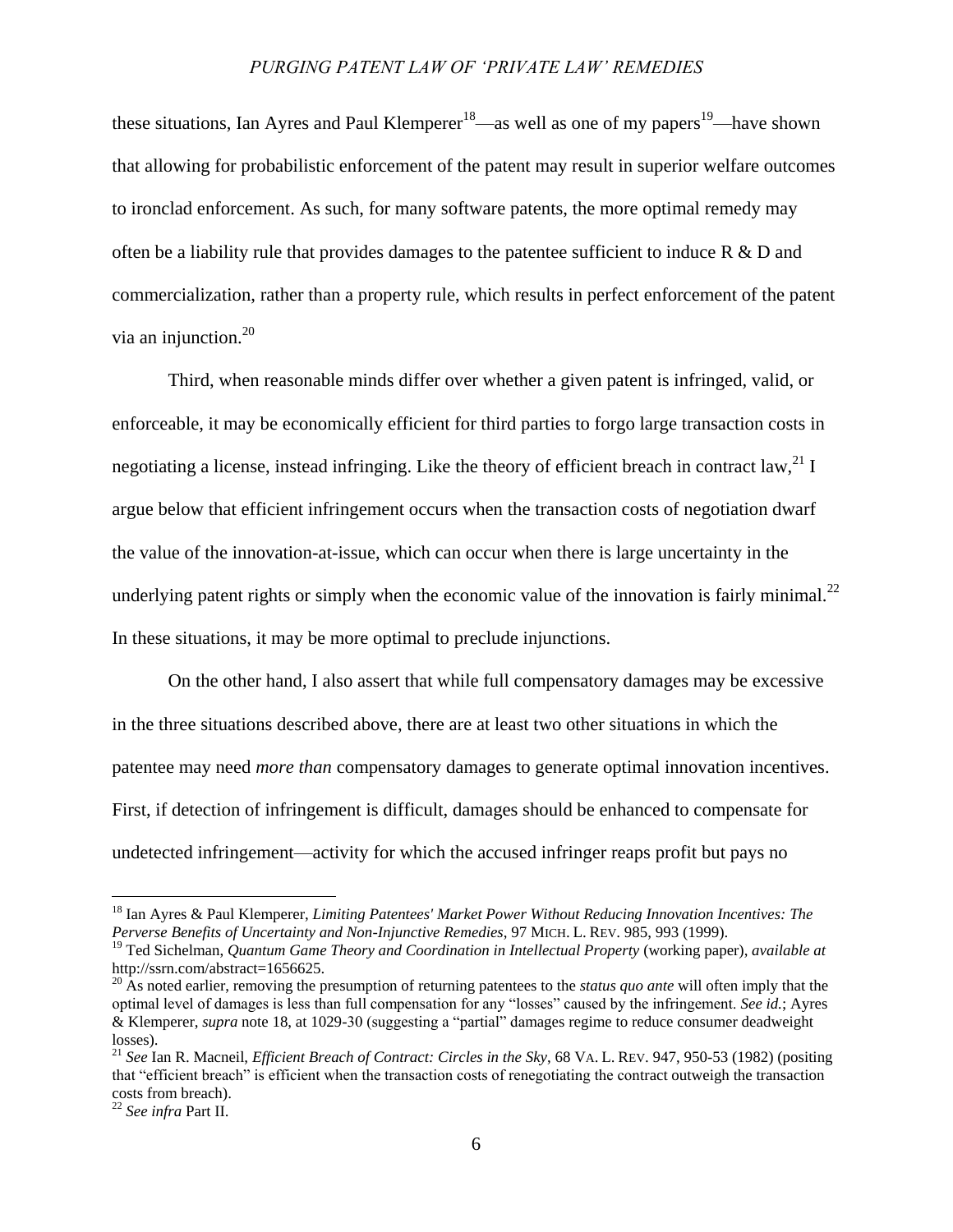these situations, Ian Ayres and Paul Klemperer[18]—as well as one of my papers[19]—have shown that allowing for probabilistic enforcement of the patent may result in superior welfare outcomes to ironclad enforcement. As such, for many software patents, the more optimal remedy may often be a liability rule that provides damages to the patentee sufficient to induce R & D and commercialization, rather than a property rule, which results in perfect enforcement of the patent via an injunction.[20]

Third, when reasonable minds differ over whether a given patent is infringed, valid, or enforceable, it may be economically efficient for third parties to forgo large transaction costs in negotiating a license, instead infringing. Like the theory of efficient breach in contract law,[21] I argue below that efficient infringement occurs when the transaction costs of negotiation dwarf the value of the innovation-at-issue, which can occur when there is large uncertainty in the underlying patent rights or simply when the economic value of the innovation is fairly minimal.[22] In these situations, it may be more optimal to preclude injunctions.

On the other hand, I also assert that while full compensatory damages may be excessive in the three situations described above, there are at least two other situations in which the patentee may need *more than* compensatory damages to generate optimal innovation incentives. First, if detection of infringement is difficult, damages should be enhanced to compensate for undetected infringement—activity for which the accused infringer reaps profit but pays no

---

[18] Ian Ayres & Paul Klemperer, *Limiting Patentees' Market Power Without Reducing Innovation Incentives: The Perverse Benefits of Uncertainty and Non-Injunctive Remedies*, 97 MICH. L. REV. 985, 993 (1999).

[19] Ted Sichelman, *Quantum Game Theory and Coordination in Intellectual Property* (working paper), *available at* http://ssrn.com/abstract=1656625.

[20] As noted earlier, removing the presumption of returning patentees to the *status quo ante* will often imply that the optimal level of damages is less than full compensation for any "losses" caused by the infringement. *See id.*; Ayres & Klemperer, *supra* note 18, at 1029-30 (suggesting a "partial" damages regime to reduce consumer deadweight losses).

[21] *See* Ian R. Macneil, *Efficient Breach of Contract: Circles in the Sky*, 68 VA. L. REV. 947, 950-53 (1982) (positing that "efficient breach" is efficient when the transaction costs of renegotiating the contract outweigh the transaction costs from breach).

[22] *See infra* Part II.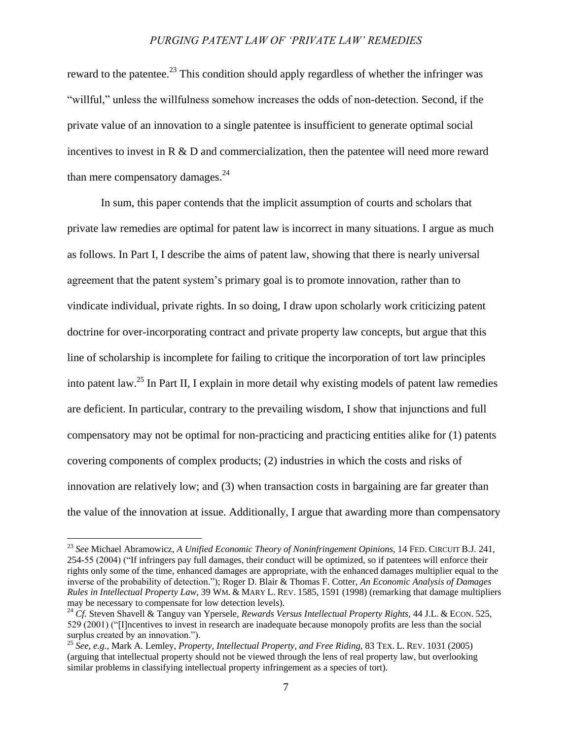reward to the patentee.[23] This condition should apply regardless of whether the infringer was "willful," unless the willfulness somehow increases the odds of non-detection. Second, if the private value of an innovation to a single patentee is insufficient to generate optimal social incentives to invest in R & D and commercialization, then the patentee will need more reward than mere compensatory damages.[24]

In sum, this paper contends that the implicit assumption of courts and scholars that private law remedies are optimal for patent law is incorrect in many situations. I argue as much as follows. In Part I, I describe the aims of patent law, showing that there is nearly universal agreement that the patent system's primary goal is to promote innovation, rather than to vindicate individual, private rights. In so doing, I draw upon scholarly work criticizing patent doctrine for over-incorporating contract and private property law concepts, but argue that this line of scholarship is incomplete for failing to critique the incorporation of tort law principles into patent law.[25] In Part II, I explain in more detail why existing models of patent law remedies are deficient. In particular, contrary to the prevailing wisdom, I show that injunctions and full compensatory may not be optimal for non-practicing and practicing entities alike for (1) patents covering components of complex products; (2) industries in which the costs and risks of innovation are relatively low; and (3) when transaction costs in bargaining are far greater than the value of the innovation at issue. Additionally, I argue that awarding more than compensatory

---

[23] *See* Michael Abramowicz, *A Unified Economic Theory of Noninfringement Opinions*, 14 FED. CIRCUIT B.J. 241, 254-55 (2004) ("If infringers pay full damages, their conduct will be optimized, so if patentees will enforce their rights only some of the time, enhanced damages are appropriate, with the enhanced damages multiplier equal to the inverse of the probability of detection."); Roger D. Blair & Thomas F. Cotter, *An Economic Analysis of Damages Rules in Intellectual Property Law*, 39 WM. & MARY L. REV. 1585, 1591 (1998) (remarking that damage multipliers may be necessary to compensate for low detection levels).

[24] *Cf.* Steven Shavell & Tanguy van Ypersele, *Rewards Versus Intellectual Property Rights*, 44 J.L. & ECON. 525, 529 (2001) ("[I]ncentives to invest in research are inadequate because monopoly profits are less than the social surplus created by an innovation.").

[25] *See, e.g.,* Mark A. Lemley, *Property, Intellectual Property, and Free Riding*, 83 TEX. L. REV. 1031 (2005) (arguing that intellectual property should not be viewed through the lens of real property law, but overlooking similar problems in classifying intellectual property infringement as a species of tort).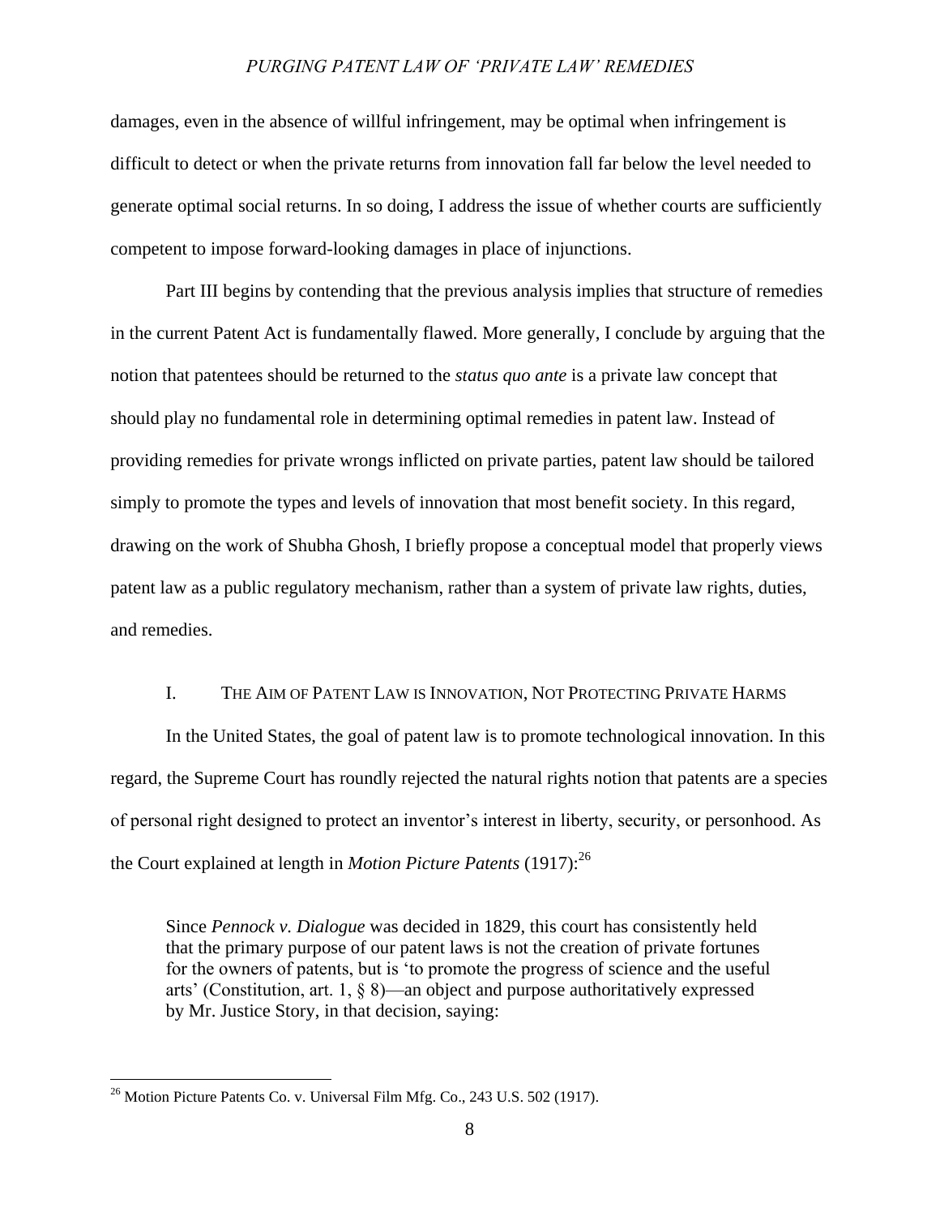damages, even in the absence of willful infringement, may be optimal when infringement is difficult to detect or when the private returns from innovation fall far below the level needed to generate optimal social returns. In so doing, I address the issue of whether courts are sufficiently competent to impose forward-looking damages in place of injunctions.

Part III begins by contending that the previous analysis implies that structure of remedies in the current Patent Act is fundamentally flawed. More generally, I conclude by arguing that the notion that patentees should be returned to the *status quo ante* is a private law concept that should play no fundamental role in determining optimal remedies in patent law. Instead of providing remedies for private wrongs inflicted on private parties, patent law should be tailored simply to promote the types and levels of innovation that most benefit society. In this regard, drawing on the work of Shubha Ghosh, I briefly propose a conceptual model that properly views patent law as a public regulatory mechanism, rather than a system of private law rights, duties, and remedies.

## I. THE AIM OF PATENT LAW IS INNOVATION, NOT PROTECTING PRIVATE HARMS

In the United States, the goal of patent law is to promote technological innovation. In this regard, the Supreme Court has roundly rejected the natural rights notion that patents are a species of personal right designed to protect an inventor's interest in liberty, security, or personhood. As the Court explained at length in *Motion Picture Patents* (1917):[26]

> Since *Pennock v. Dialogue* was decided in 1829, this court has consistently held that the primary purpose of our patent laws is not the creation of private fortunes for the owners of patents, but is 'to promote the progress of science and the useful arts' (Constitution, art. 1, § 8)—an object and purpose authoritatively expressed by Mr. Justice Story, in that decision, saying:

[26] Motion Picture Patents Co. v. Universal Film Mfg. Co., 243 U.S. 502 (1917).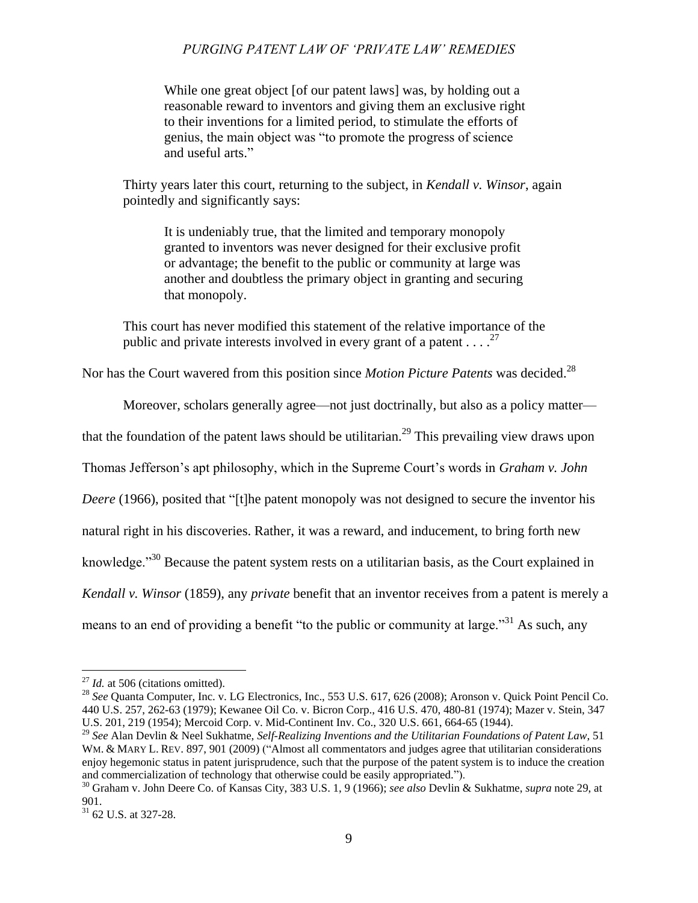> While one great object [of our patent laws] was, by holding out a reasonable reward to inventors and giving them an exclusive right to their inventions for a limited period, to stimulate the efforts of genius, the main object was "to promote the progress of science and useful arts."
>
> Thirty years later this court, returning to the subject, in *Kendall v. Winsor*, again pointedly and significantly says:
>
> > It is undeniably true, that the limited and temporary monopoly granted to inventors was never designed for their exclusive profit or advantage; the benefit to the public or community at large was another and doubtless the primary object in granting and securing that monopoly.
>
> This court has never modified this statement of the relative importance of the public and private interests involved in every grant of a patent . . . .[27]

Nor has the Court wavered from this position since *Motion Picture Patents* was decided.[28]

Moreover, scholars generally agree—not just doctrinally, but also as a policy matter—that the foundation of the patent laws should be utilitarian.[29] This prevailing view draws upon Thomas Jefferson's apt philosophy, which in the Supreme Court's words in *Graham v. John Deere* (1966), posited that "[t]he patent monopoly was not designed to secure the inventor his natural right in his discoveries. Rather, it was a reward, and inducement, to bring forth new knowledge."[30] Because the patent system rests on a utilitarian basis, as the Court explained in *Kendall v. Winsor* (1859), any *private* benefit that an inventor receives from a patent is merely a means to an end of providing a benefit "to the public or community at large."[31] As such, any

---

[27] *Id.* at 506 (citations omitted).

[28] *See* Quanta Computer, Inc. v. LG Electronics, Inc., 553 U.S. 617, 626 (2008); Aronson v. Quick Point Pencil Co. 440 U.S. 257, 262-63 (1979); Kewanee Oil Co. v. Bicron Corp., 416 U.S. 470, 480-81 (1974); Mazer v. Stein, 347 U.S. 201, 219 (1954); Mercoid Corp. v. Mid-Continent Inv. Co., 320 U.S. 661, 664-65 (1944).

[29] *See* Alan Devlin & Neel Sukhatme, *Self-Realizing Inventions and the Utilitarian Foundations of Patent Law*, 51 WM. & MARY L. REV. 897, 901 (2009) ("Almost all commentators and judges agree that utilitarian considerations enjoy hegemonic status in patent jurisprudence, such that the purpose of the patent system is to induce the creation and commercialization of technology that otherwise could be easily appropriated.").

[30] Graham v. John Deere Co. of Kansas City, 383 U.S. 1, 9 (1966); *see also* Devlin & Sukhatme, *supra* note 29, at 901.

[31] 62 U.S. at 327-28.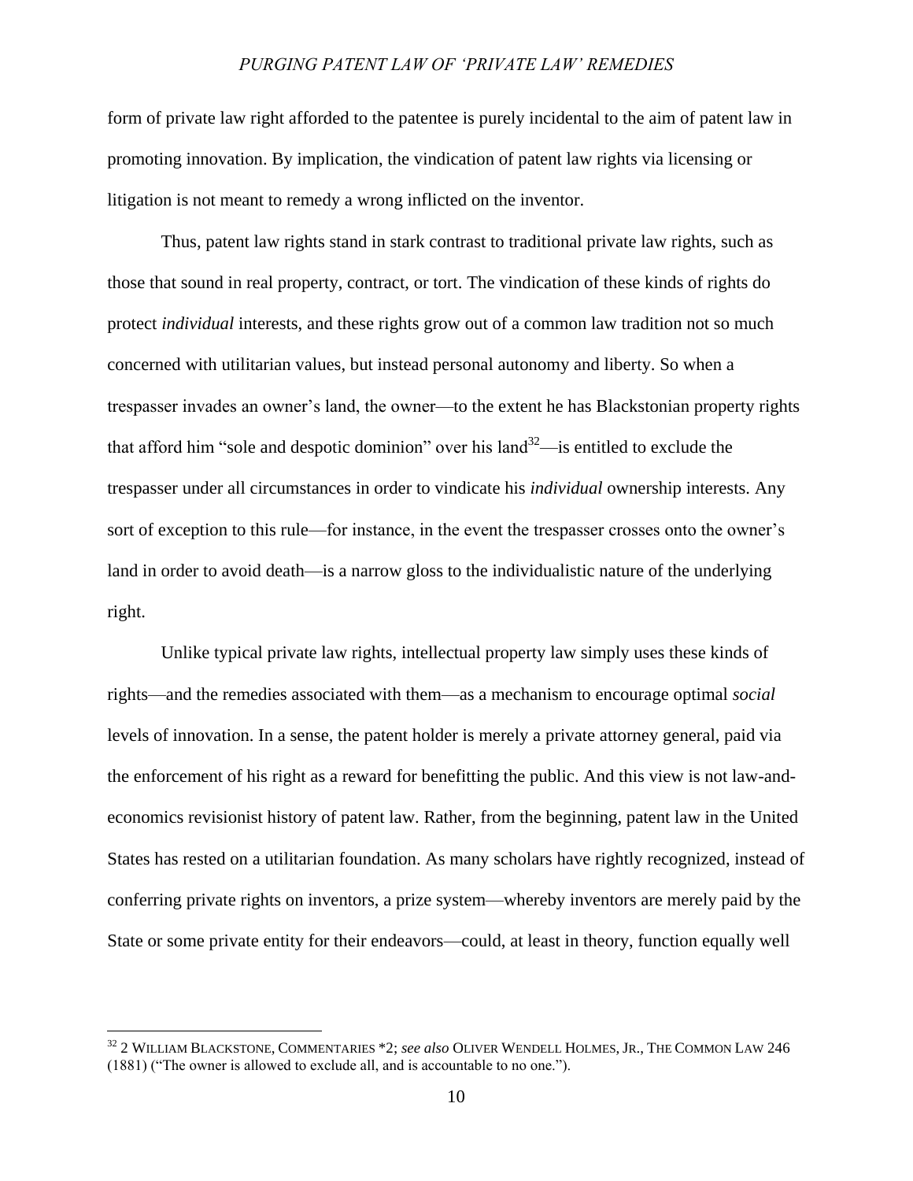form of private law right afforded to the patentee is purely incidental to the aim of patent law in promoting innovation. By implication, the vindication of patent law rights via licensing or litigation is not meant to remedy a wrong inflicted on the inventor.

Thus, patent law rights stand in stark contrast to traditional private law rights, such as those that sound in real property, contract, or tort. The vindication of these kinds of rights do protect *individual* interests, and these rights grow out of a common law tradition not so much concerned with utilitarian values, but instead personal autonomy and liberty. So when a trespasser invades an owner's land, the owner—to the extent he has Blackstonian property rights that afford him "sole and despotic dominion" over his land[32]—is entitled to exclude the trespasser under all circumstances in order to vindicate his *individual* ownership interests. Any sort of exception to this rule—for instance, in the event the trespasser crosses onto the owner's land in order to avoid death—is a narrow gloss to the individualistic nature of the underlying right.

Unlike typical private law rights, intellectual property law simply uses these kinds of rights—and the remedies associated with them—as a mechanism to encourage optimal *social* levels of innovation. In a sense, the patent holder is merely a private attorney general, paid via the enforcement of his right as a reward for benefitting the public. And this view is not law-and-economics revisionist history of patent law. Rather, from the beginning, patent law in the United States has rested on a utilitarian foundation. As many scholars have rightly recognized, instead of conferring private rights on inventors, a prize system—whereby inventors are merely paid by the State or some private entity for their endeavors—could, at least in theory, function equally well

---

[32] 2 WILLIAM BLACKSTONE, COMMENTARIES *2; *see also* OLIVER WENDELL HOLMES, JR., THE COMMON LAW 246 (1881) ("The owner is allowed to exclude all, and is accountable to no one.").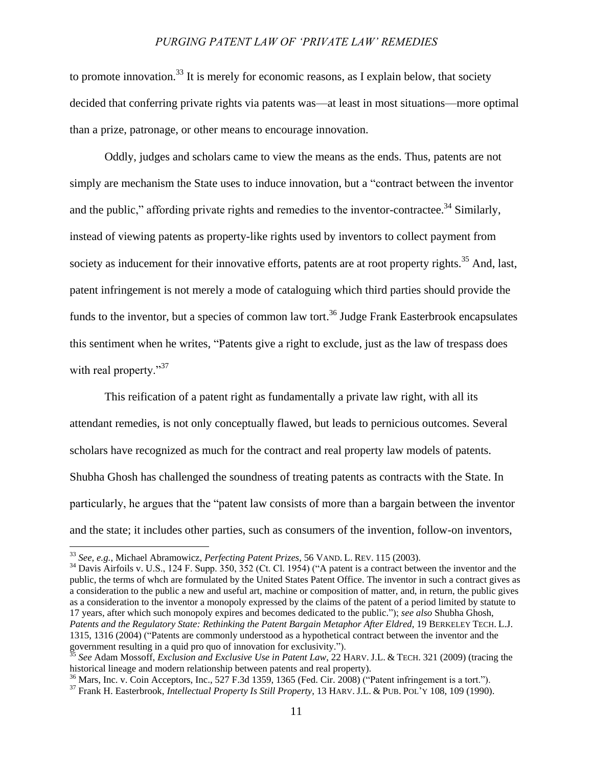to promote innovation.[33] It is merely for economic reasons, as I explain below, that society decided that conferring private rights via patents was—at least in most situations—more optimal than a prize, patronage, or other means to encourage innovation.

Oddly, judges and scholars came to view the means as the ends. Thus, patents are not simply are mechanism the State uses to induce innovation, but a "contract between the inventor and the public," affording private rights and remedies to the inventor-contractee.[34] Similarly, instead of viewing patents as property-like rights used by inventors to collect payment from society as inducement for their innovative efforts, patents are at root property rights.[35] And, last, patent infringement is not merely a mode of cataloguing which third parties should provide the funds to the inventor, but a species of common law tort.[36] Judge Frank Easterbrook encapsulates this sentiment when he writes, "Patents give a right to exclude, just as the law of trespass does with real property."[37]

This reification of a patent right as fundamentally a private law right, with all its attendant remedies, is not only conceptually flawed, but leads to pernicious outcomes. Several scholars have recognized as much for the contract and real property law models of patents. Shubha Ghosh has challenged the soundness of treating patents as contracts with the State. In particularly, he argues that the "patent law consists of more than a bargain between the inventor and the state; it includes other parties, such as consumers of the invention, follow-on inventors,

---

[33] *See, e.g.*, Michael Abramowicz, *Perfecting Patent Prizes*, 56 VAND. L. REV. 115 (2003).

[34] Davis Airfoils v. U.S., 124 F. Supp. 350, 352 (Ct. Cl. 1954) ("A patent is a contract between the inventor and the public, the terms of whch are formulated by the United States Patent Office. The inventor in such a contract gives as a consideration to the public a new and useful art, machine or composition of matter, and, in return, the public gives as a consideration to the inventor a monopoly expressed by the claims of the patent of a period limited by statute to 17 years, after which such monopoly expires and becomes dedicated to the public."); *see also* Shubha Ghosh, *Patents and the Regulatory State: Rethinking the Patent Bargain Metaphor After Eldred*, 19 BERKELEY TECH. L.J. 1315, 1316 (2004) ("Patents are commonly understood as a hypothetical contract between the inventor and the government resulting in a quid pro quo of innovation for exclusivity.").

[35] *See* Adam Mossoff, *Exclusion and Exclusive Use in Patent Law*, 22 HARV. J.L. & TECH. 321 (2009) (tracing the historical lineage and modern relationship between patents and real property).

[36] Mars, Inc. v. Coin Acceptors, Inc., 527 F.3d 1359, 1365 (Fed. Cir. 2008) ("Patent infringement is a tort.").

[37] Frank H. Easterbrook, *Intellectual Property Is Still Property*, 13 HARV. J.L. & PUB. POL'Y 108, 109 (1990).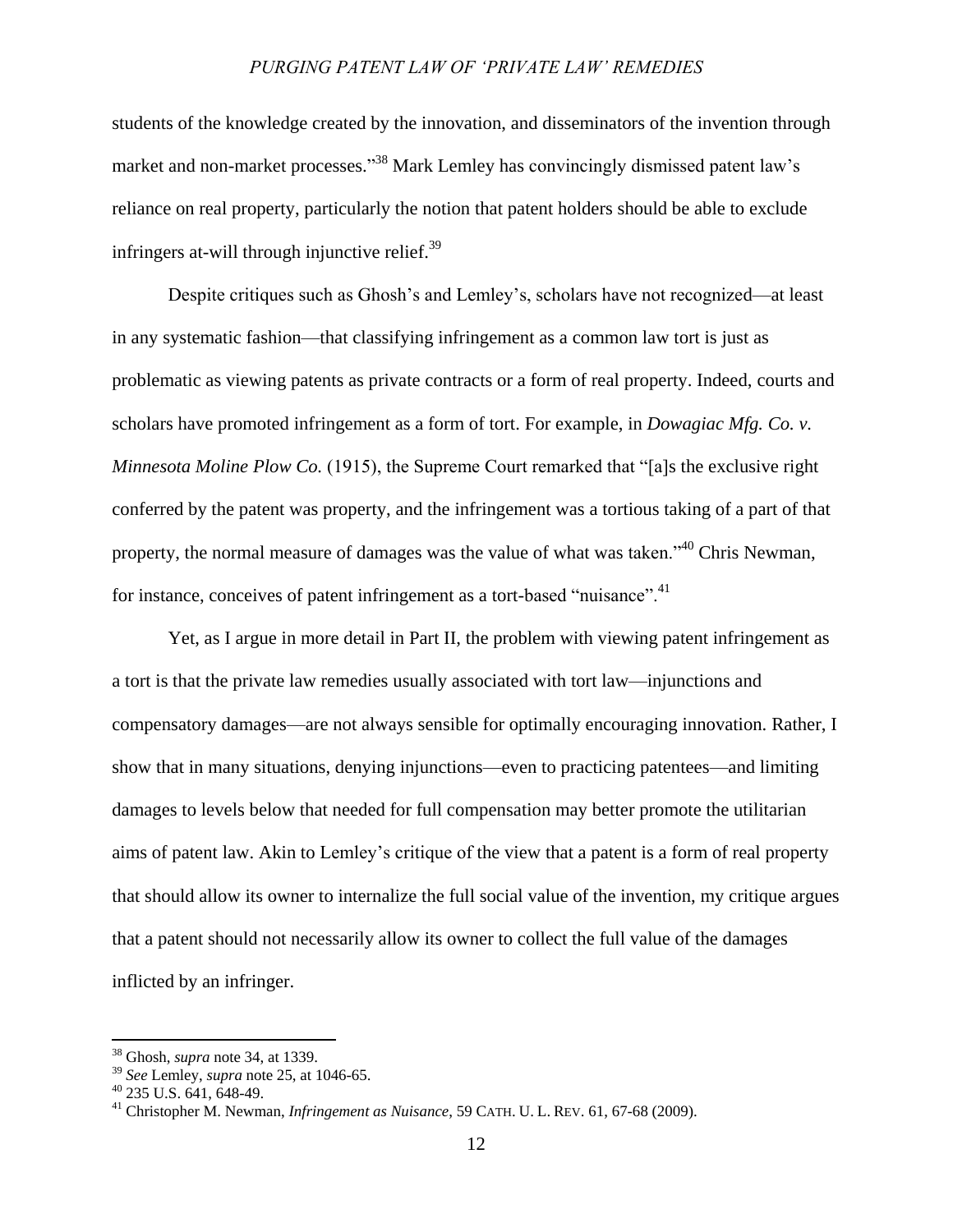students of the knowledge created by the innovation, and disseminators of the invention through market and non-market processes."[38] Mark Lemley has convincingly dismissed patent law's reliance on real property, particularly the notion that patent holders should be able to exclude infringers at-will through injunctive relief.[39]

Despite critiques such as Ghosh's and Lemley's, scholars have not recognized—at least in any systematic fashion—that classifying infringement as a common law tort is just as problematic as viewing patents as private contracts or a form of real property. Indeed, courts and scholars have promoted infringement as a form of tort. For example, in *Dowagiac Mfg. Co. v. Minnesota Moline Plow Co.* (1915), the Supreme Court remarked that "[a]s the exclusive right conferred by the patent was property, and the infringement was a tortious taking of a part of that property, the normal measure of damages was the value of what was taken."[40] Chris Newman, for instance, conceives of patent infringement as a tort-based "nuisance".[41]

Yet, as I argue in more detail in Part II, the problem with viewing patent infringement as a tort is that the private law remedies usually associated with tort law—injunctions and compensatory damages—are not always sensible for optimally encouraging innovation. Rather, I show that in many situations, denying injunctions—even to practicing patentees—and limiting damages to levels below that needed for full compensation may better promote the utilitarian aims of patent law. Akin to Lemley's critique of the view that a patent is a form of real property that should allow its owner to internalize the full social value of the invention, my critique argues that a patent should not necessarily allow its owner to collect the full value of the damages inflicted by an infringer.

---

[38] Ghosh, *supra* note 34, at 1339.

[39] *See* Lemley, *supra* note 25, at 1046-65.

[40] 235 U.S. 641, 648-49.

[41] Christopher M. Newman, *Infringement as Nuisance*, 59 CATH. U. L. REV. 61, 67-68 (2009).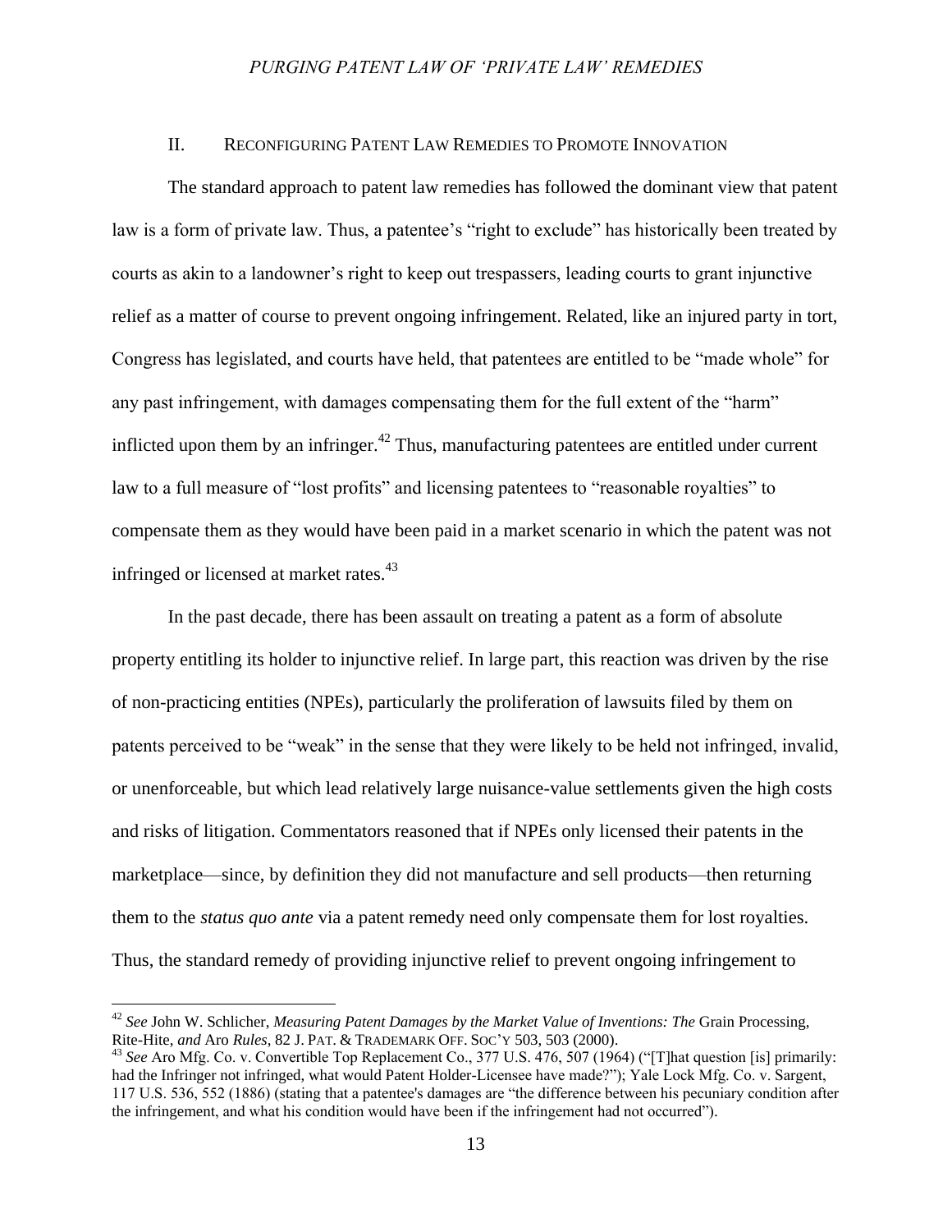## II. RECONFIGURING PATENT LAW REMEDIES TO PROMOTE INNOVATION

The standard approach to patent law remedies has followed the dominant view that patent law is a form of private law. Thus, a patentee's "right to exclude" has historically been treated by courts as akin to a landowner's right to keep out trespassers, leading courts to grant injunctive relief as a matter of course to prevent ongoing infringement. Related, like an injured party in tort, Congress has legislated, and courts have held, that patentees are entitled to be "made whole" for any past infringement, with damages compensating them for the full extent of the "harm" inflicted upon them by an infringer.[42] Thus, manufacturing patentees are entitled under current law to a full measure of "lost profits" and licensing patentees to "reasonable royalties" to compensate them as they would have been paid in a market scenario in which the patent was not infringed or licensed at market rates.[43]

In the past decade, there has been assault on treating a patent as a form of absolute property entitling its holder to injunctive relief. In large part, this reaction was driven by the rise of non-practicing entities (NPEs), particularly the proliferation of lawsuits filed by them on patents perceived to be "weak" in the sense that they were likely to be held not infringed, invalid, or unenforceable, but which lead relatively large nuisance-value settlements given the high costs and risks of litigation. Commentators reasoned that if NPEs only licensed their patents in the marketplace—since, by definition they did not manufacture and sell products—then returning them to the *status quo ante* via a patent remedy need only compensate them for lost royalties. Thus, the standard remedy of providing injunctive relief to prevent ongoing infringement to

---

[42] *See* John W. Schlicher, *Measuring Patent Damages by the Market Value of Inventions: The* Grain Processing, Rite-Hite, *and* Aro *Rules*, 82 J. PAT. & TRADEMARK OFF. SOC'Y 503, 503 (2000).

[43] *See* Aro Mfg. Co. v. Convertible Top Replacement Co., 377 U.S. 476, 507 (1964) ("[T]hat question [is] primarily: had the Infringer not infringed, what would Patent Holder-Licensee have made?"); Yale Lock Mfg. Co. v. Sargent, 117 U.S. 536, 552 (1886) (stating that a patentee's damages are "the difference between his pecuniary condition after the infringement, and what his condition would have been if the infringement had not occurred").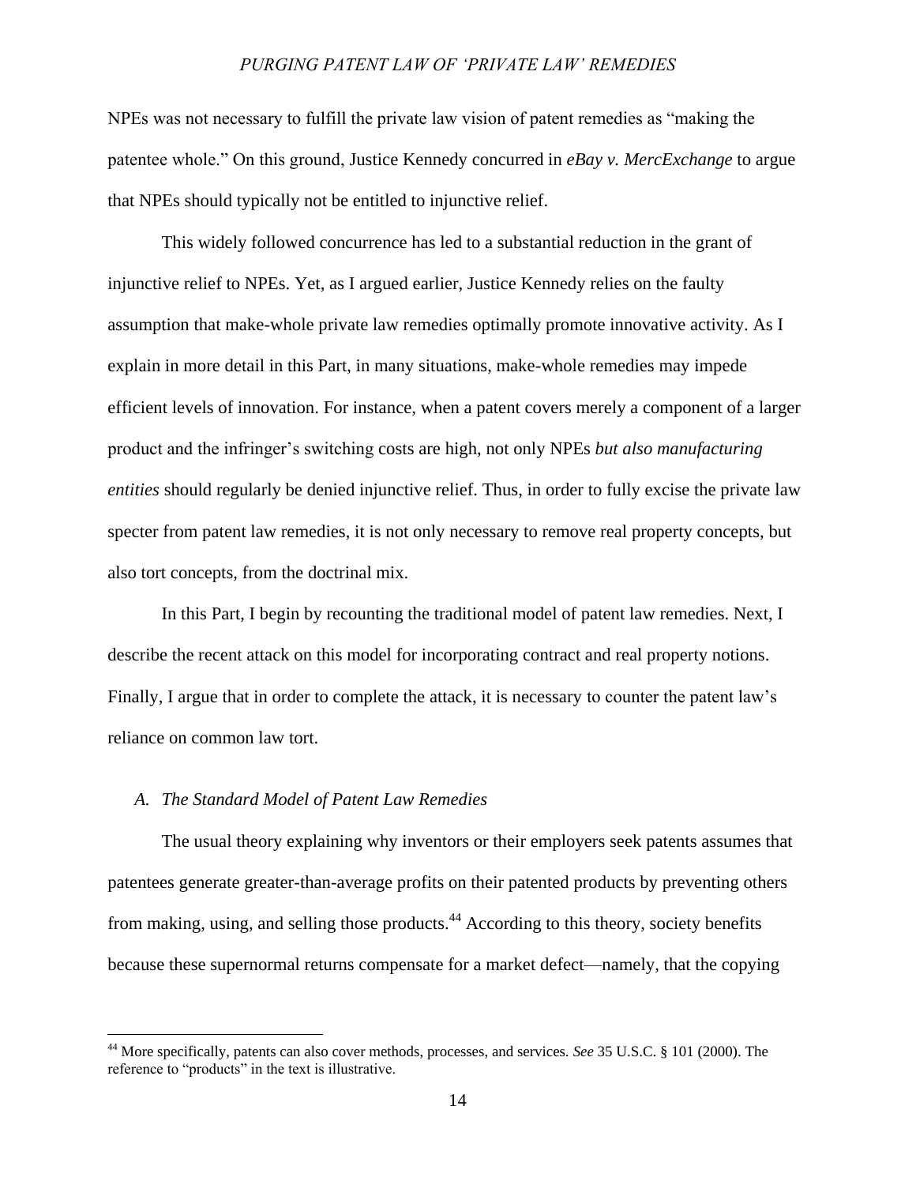NPEs was not necessary to fulfill the private law vision of patent remedies as "making the patentee whole." On this ground, Justice Kennedy concurred in *eBay v. MercExchange* to argue that NPEs should typically not be entitled to injunctive relief.

This widely followed concurrence has led to a substantial reduction in the grant of injunctive relief to NPEs. Yet, as I argued earlier, Justice Kennedy relies on the faulty assumption that make-whole private law remedies optimally promote innovative activity. As I explain in more detail in this Part, in many situations, make-whole remedies may impede efficient levels of innovation. For instance, when a patent covers merely a component of a larger product and the infringer's switching costs are high, not only NPEs *but also manufacturing entities* should regularly be denied injunctive relief. Thus, in order to fully excise the private law specter from patent law remedies, it is not only necessary to remove real property concepts, but also tort concepts, from the doctrinal mix.

In this Part, I begin by recounting the traditional model of patent law remedies. Next, I describe the recent attack on this model for incorporating contract and real property notions. Finally, I argue that in order to complete the attack, it is necessary to counter the patent law's reliance on common law tort.

### *A. The Standard Model of Patent Law Remedies*

The usual theory explaining why inventors or their employers seek patents assumes that patentees generate greater-than-average profits on their patented products by preventing others from making, using, and selling those products.[44] According to this theory, society benefits because these supernormal returns compensate for a market defect—namely, that the copying

---

[44] More specifically, patents can also cover methods, processes, and services. *See* 35 U.S.C. § 101 (2000). The reference to "products" in the text is illustrative.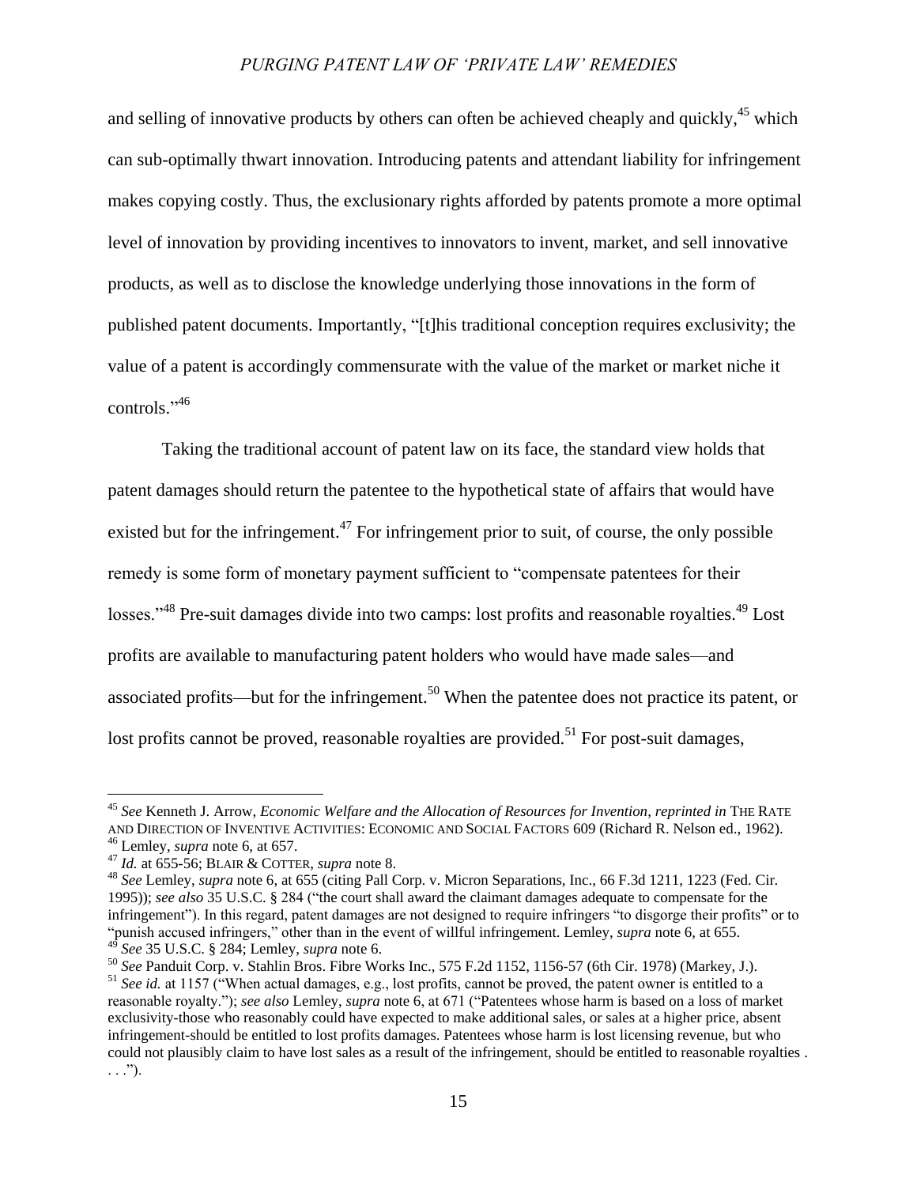and selling of innovative products by others can often be achieved cheaply and quickly,[45] which can sub-optimally thwart innovation. Introducing patents and attendant liability for infringement makes copying costly. Thus, the exclusionary rights afforded by patents promote a more optimal level of innovation by providing incentives to innovators to invent, market, and sell innovative products, as well as to disclose the knowledge underlying those innovations in the form of published patent documents. Importantly, "[t]his traditional conception requires exclusivity; the value of a patent is accordingly commensurate with the value of the market or market niche it controls."[46]

Taking the traditional account of patent law on its face, the standard view holds that patent damages should return the patentee to the hypothetical state of affairs that would have existed but for the infringement.[47] For infringement prior to suit, of course, the only possible remedy is some form of monetary payment sufficient to "compensate patentees for their losses."[48] Pre-suit damages divide into two camps: lost profits and reasonable royalties.[49] Lost profits are available to manufacturing patent holders who would have made sales—and associated profits—but for the infringement.[50] When the patentee does not practice its patent, or lost profits cannot be proved, reasonable royalties are provided.[51] For post-suit damages,

---

[45] *See* Kenneth J. Arrow, *Economic Welfare and the Allocation of Resources for Invention*, *reprinted in* THE RATE AND DIRECTION OF INVENTIVE ACTIVITIES: ECONOMIC AND SOCIAL FACTORS 609 (Richard R. Nelson ed., 1962).

[46] Lemley, *supra* note 6, at 657.

[47] *Id.* at 655-56; BLAIR & COTTER, *supra* note 8.

[48] *See* Lemley, *supra* note 6, at 655 (citing Pall Corp. v. Micron Separations, Inc., 66 F.3d 1211, 1223 (Fed. Cir. 1995)); *see also* 35 U.S.C. § 284 ("the court shall award the claimant damages adequate to compensate for the infringement"). In this regard, patent damages are not designed to require infringers "to disgorge their profits" or to "punish accused infringers," other than in the event of willful infringement. Lemley, *supra* note 6, at 655.

[49] *See* 35 U.S.C. § 284; Lemley, *supra* note 6.

[50] *See* Panduit Corp. v. Stahlin Bros. Fibre Works Inc., 575 F.2d 1152, 1156-57 (6th Cir. 1978) (Markey, J.).

[51] *See id.* at 1157 ("When actual damages, e.g., lost profits, cannot be proved, the patent owner is entitled to a reasonable royalty."); *see also* Lemley, *supra* note 6, at 671 ("Patentees whose harm is based on a loss of market exclusivity-those who reasonably could have expected to make additional sales, or sales at a higher price, absent infringement-should be entitled to lost profits damages. Patentees whose harm is lost licensing revenue, but who could not plausibly claim to have lost sales as a result of the infringement, should be entitled to reasonable royalties . . . .").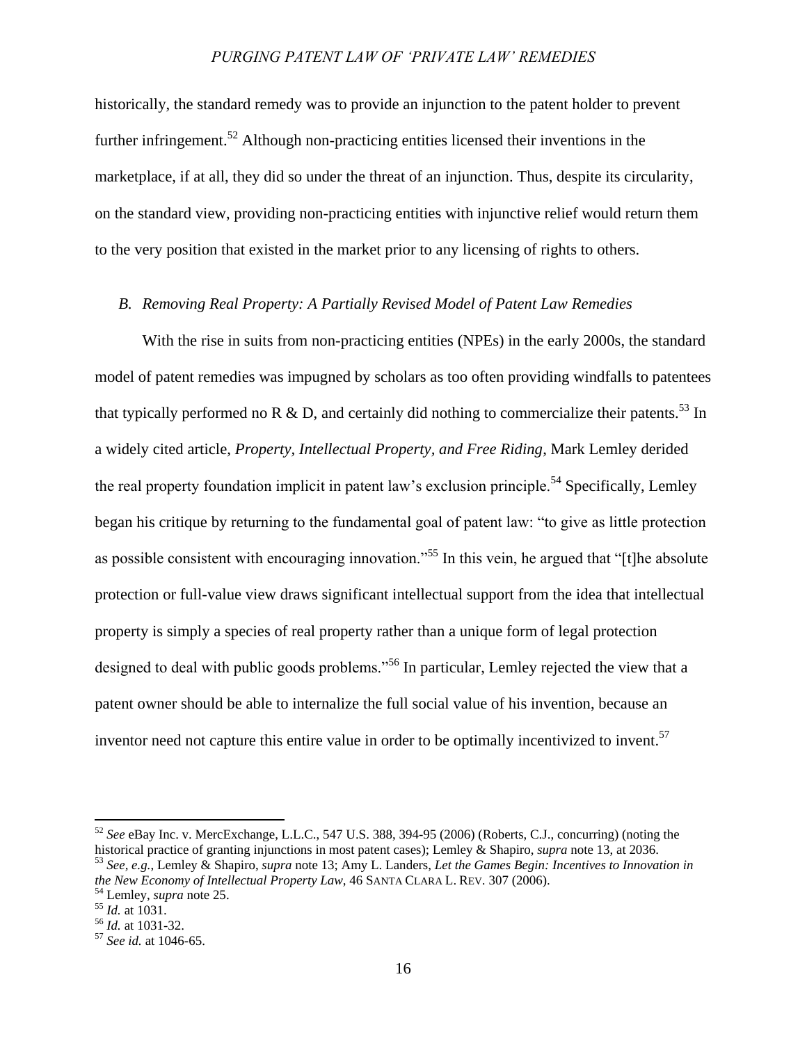historically, the standard remedy was to provide an injunction to the patent holder to prevent further infringement.[52] Although non-practicing entities licensed their inventions in the marketplace, if at all, they did so under the threat of an injunction. Thus, despite its circularity, on the standard view, providing non-practicing entities with injunctive relief would return them to the very position that existed in the market prior to any licensing of rights to others.

### *B. Removing Real Property: A Partially Revised Model of Patent Law Remedies*

With the rise in suits from non-practicing entities (NPEs) in the early 2000s, the standard model of patent remedies was impugned by scholars as too often providing windfalls to patentees that typically performed no R & D, and certainly did nothing to commercialize their patents.[53] In a widely cited article, *Property, Intellectual Property, and Free Riding*, Mark Lemley derided the real property foundation implicit in patent law's exclusion principle.[54] Specifically, Lemley began his critique by returning to the fundamental goal of patent law: "to give as little protection as possible consistent with encouraging innovation."[55] In this vein, he argued that "[t]he absolute protection or full-value view draws significant intellectual support from the idea that intellectual property is simply a species of real property rather than a unique form of legal protection designed to deal with public goods problems."[56] In particular, Lemley rejected the view that a patent owner should be able to internalize the full social value of his invention, because an inventor need not capture this entire value in order to be optimally incentivized to invent.[57]

---

[52] *See* eBay Inc. v. MercExchange, L.L.C., 547 U.S. 388, 394-95 (2006) (Roberts, C.J., concurring) (noting the historical practice of granting injunctions in most patent cases); Lemley & Shapiro, *supra* note 13, at 2036.

[53] *See, e.g.*, Lemley & Shapiro, *supra* note 13; Amy L. Landers, *Let the Games Begin: Incentives to Innovation in the New Economy of Intellectual Property Law*, 46 SANTA CLARA L. REV. 307 (2006).

[54] Lemley, *supra* note 25.

[55] *Id.* at 1031.

[56] *Id.* at 1031-32.

[57] *See id.* at 1046-65.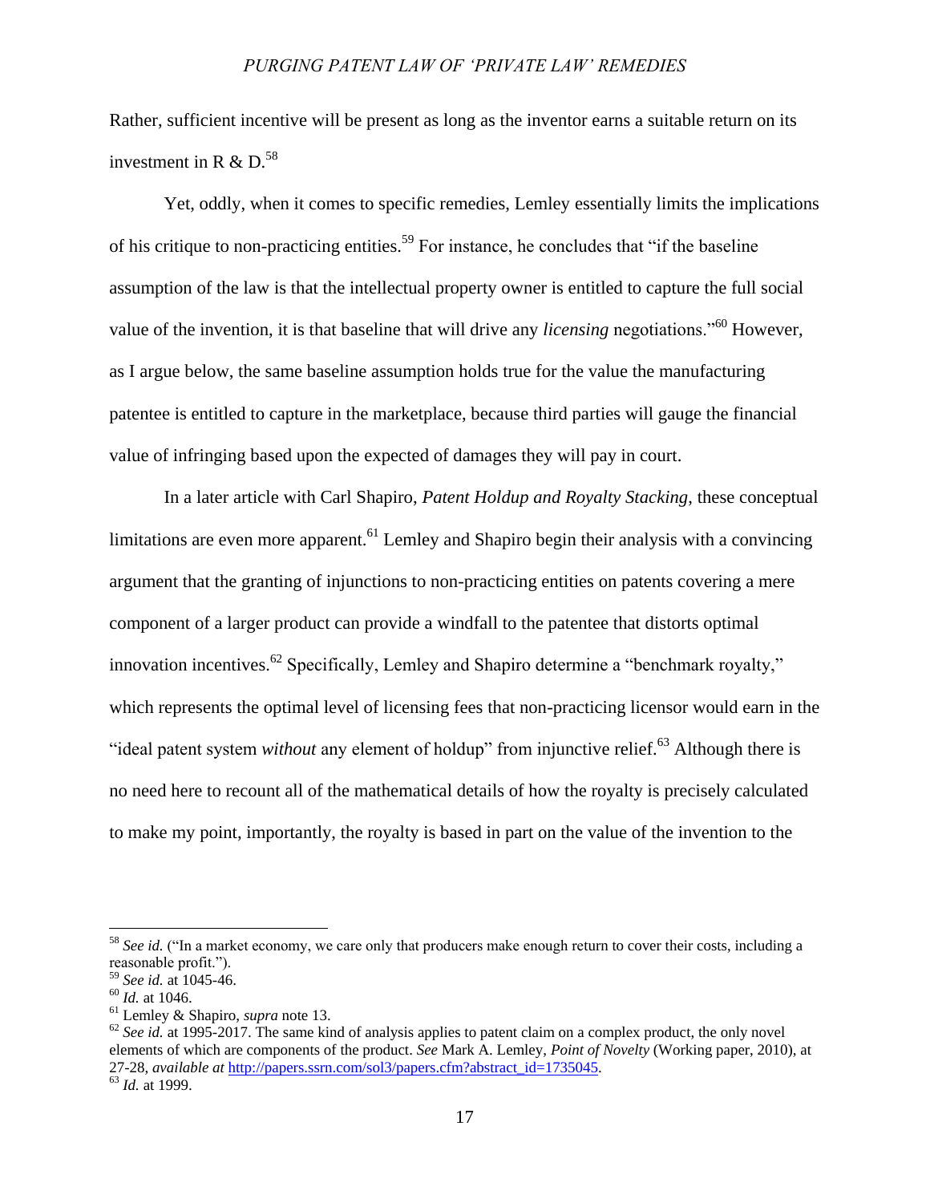Rather, sufficient incentive will be present as long as the inventor earns a suitable return on its investment in R & D.[58]

Yet, oddly, when it comes to specific remedies, Lemley essentially limits the implications of his critique to non-practicing entities.[59] For instance, he concludes that "if the baseline assumption of the law is that the intellectual property owner is entitled to capture the full social value of the invention, it is that baseline that will drive any *licensing* negotiations."[60] However, as I argue below, the same baseline assumption holds true for the value the manufacturing patentee is entitled to capture in the marketplace, because third parties will gauge the financial value of infringing based upon the expected of damages they will pay in court.

In a later article with Carl Shapiro, *Patent Holdup and Royalty Stacking*, these conceptual limitations are even more apparent.[61] Lemley and Shapiro begin their analysis with a convincing argument that the granting of injunctions to non-practicing entities on patents covering a mere component of a larger product can provide a windfall to the patentee that distorts optimal innovation incentives.[62] Specifically, Lemley and Shapiro determine a "benchmark royalty," which represents the optimal level of licensing fees that non-practicing licensor would earn in the "ideal patent system *without* any element of holdup" from injunctive relief.[63] Although there is no need here to recount all of the mathematical details of how the royalty is precisely calculated to make my point, importantly, the royalty is based in part on the value of the invention to the

---

[58] *See id.* ("In a market economy, we care only that producers make enough return to cover their costs, including a reasonable profit.").

[59] *See id.* at 1045-46.

[60] *Id.* at 1046.

[61] Lemley & Shapiro, *supra* note 13.

[62] *See id.* at 1995-2017. The same kind of analysis applies to patent claim on a complex product, the only novel elements of which are components of the product. *See* Mark A. Lemley, *Point of Novelty* (Working paper, 2010), at 27-28, *available at* http://papers.ssrn.com/sol3/papers.cfm?abstract_id=1735045.

[63] *Id.* at 1999.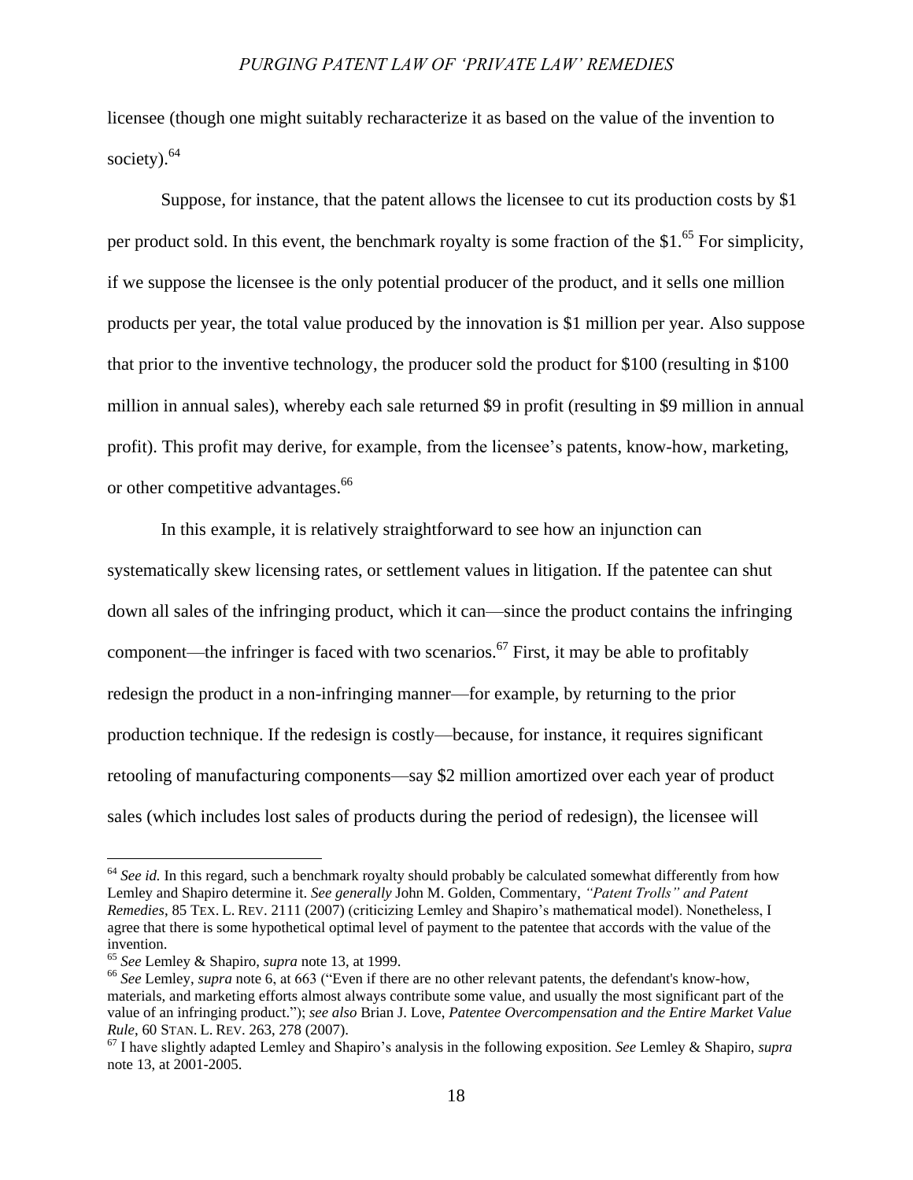licensee (though one might suitably recharacterize it as based on the value of the invention to society).[64]

Suppose, for instance, that the patent allows the licensee to cut its production costs by $1 per product sold. In this event, the benchmark royalty is some fraction of the $1.[65] For simplicity, if we suppose the licensee is the only potential producer of the product, and it sells one million products per year, the total value produced by the innovation is $1 million per year. Also suppose that prior to the inventive technology, the producer sold the product for $100 (resulting in $100 million in annual sales), whereby each sale returned $9 in profit (resulting in $9 million in annual profit). This profit may derive, for example, from the licensee's patents, know-how, marketing, or other competitive advantages.[66]

In this example, it is relatively straightforward to see how an injunction can systematically skew licensing rates, or settlement values in litigation. If the patentee can shut down all sales of the infringing product, which it can—since the product contains the infringing component—the infringer is faced with two scenarios.[67] First, it may be able to profitably redesign the product in a non-infringing manner—for example, by returning to the prior production technique. If the redesign is costly—because, for instance, it requires significant retooling of manufacturing components—say $2 million amortized over each year of product sales (which includes lost sales of products during the period of redesign), the licensee will

---

[64] *See id.* In this regard, such a benchmark royalty should probably be calculated somewhat differently from how Lemley and Shapiro determine it. *See generally* John M. Golden, Commentary, *"Patent Trolls" and Patent Remedies*, 85 TEX. L. REV. 2111 (2007) (criticizing Lemley and Shapiro's mathematical model). Nonetheless, I agree that there is some hypothetical optimal level of payment to the patentee that accords with the value of the invention.

[65] *See* Lemley & Shapiro, *supra* note 13, at 1999.

[66] *See* Lemley, *supra* note 6, at 663 ("Even if there are no other relevant patents, the defendant's know-how, materials, and marketing efforts almost always contribute some value, and usually the most significant part of the value of an infringing product."); *see also* Brian J. Love, *Patentee Overcompensation and the Entire Market Value Rule*, 60 STAN. L. REV. 263, 278 (2007).

[67] I have slightly adapted Lemley and Shapiro's analysis in the following exposition. *See* Lemley & Shapiro, *supra* note 13, at 2001-2005.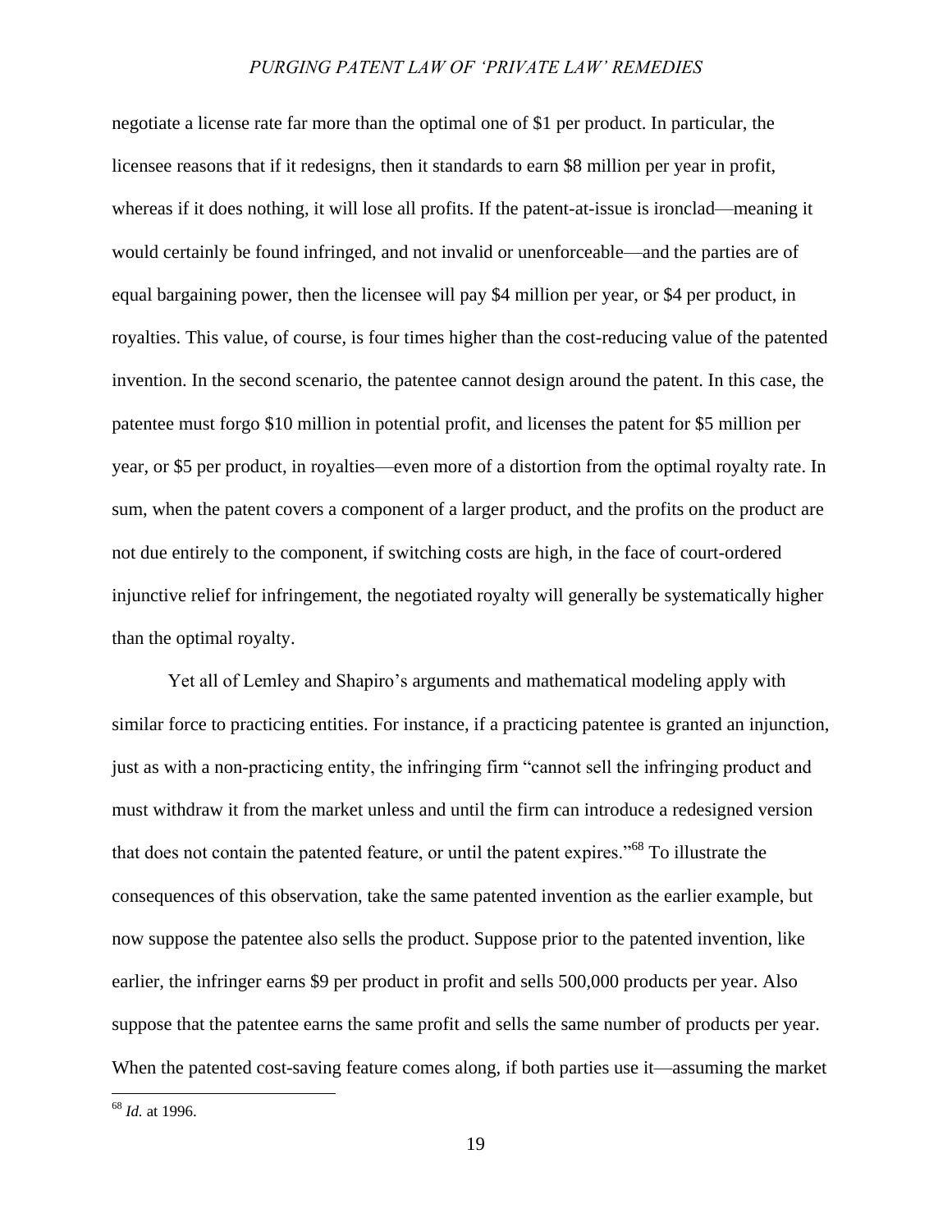negotiate a license rate far more than the optimal one of $1 per product. In particular, the licensee reasons that if it redesigns, then it standards to earn $8 million per year in profit, whereas if it does nothing, it will lose all profits. If the patent-at-issue is ironclad—meaning it would certainly be found infringed, and not invalid or unenforceable—and the parties are of equal bargaining power, then the licensee will pay $4 million per year, or $4 per product, in royalties. This value, of course, is four times higher than the cost-reducing value of the patented invention. In the second scenario, the patentee cannot design around the patent. In this case, the patentee must forgo $10 million in potential profit, and licenses the patent for $5 million per year, or $5 per product, in royalties—even more of a distortion from the optimal royalty rate. In sum, when the patent covers a component of a larger product, and the profits on the product are not due entirely to the component, if switching costs are high, in the face of court-ordered injunctive relief for infringement, the negotiated royalty will generally be systematically higher than the optimal royalty.

Yet all of Lemley and Shapiro's arguments and mathematical modeling apply with similar force to practicing entities. For instance, if a practicing patentee is granted an injunction, just as with a non-practicing entity, the infringing firm "cannot sell the infringing product and must withdraw it from the market unless and until the firm can introduce a redesigned version that does not contain the patented feature, or until the patent expires."[68] To illustrate the consequences of this observation, take the same patented invention as the earlier example, but now suppose the patentee also sells the product. Suppose prior to the patented invention, like earlier, the infringer earns $9 per product in profit and sells 500,000 products per year. Also suppose that the patentee earns the same profit and sells the same number of products per year. When the patented cost-saving feature comes along, if both parties use it—assuming the market

[68] *Id.* at 1996.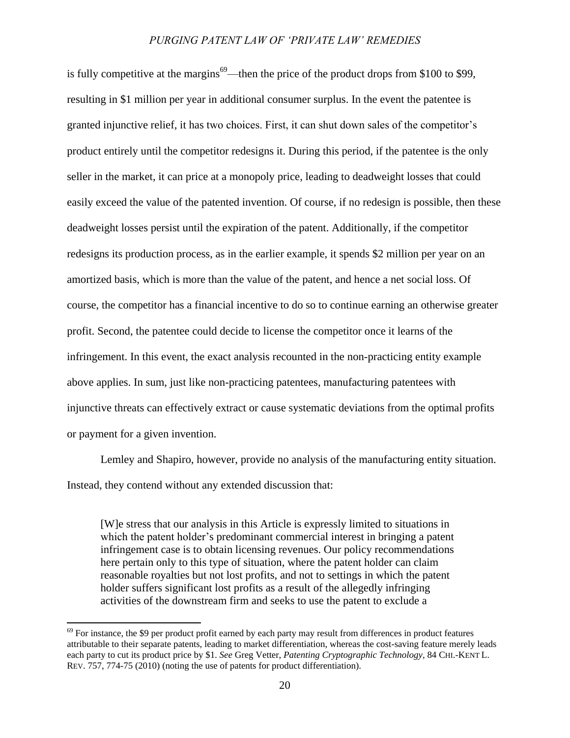is fully competitive at the margins[69]—then the price of the product drops from $100 to $99, resulting in $1 million per year in additional consumer surplus. In the event the patentee is granted injunctive relief, it has two choices. First, it can shut down sales of the competitor's product entirely until the competitor redesigns it. During this period, if the patentee is the only seller in the market, it can price at a monopoly price, leading to deadweight losses that could easily exceed the value of the patented invention. Of course, if no redesign is possible, then these deadweight losses persist until the expiration of the patent. Additionally, if the competitor redesigns its production process, as in the earlier example, it spends $2 million per year on an amortized basis, which is more than the value of the patent, and hence a net social loss. Of course, the competitor has a financial incentive to do so to continue earning an otherwise greater profit. Second, the patentee could decide to license the competitor once it learns of the infringement. In this event, the exact analysis recounted in the non-practicing entity example above applies. In sum, just like non-practicing patentees, manufacturing patentees with injunctive threats can effectively extract or cause systematic deviations from the optimal profits or payment for a given invention.

Lemley and Shapiro, however, provide no analysis of the manufacturing entity situation. Instead, they contend without any extended discussion that:

> [W]e stress that our analysis in this Article is expressly limited to situations in which the patent holder's predominant commercial interest in bringing a patent infringement case is to obtain licensing revenues. Our policy recommendations here pertain only to this type of situation, where the patent holder can claim reasonable royalties but not lost profits, and not to settings in which the patent holder suffers significant lost profits as a result of the allegedly infringing activities of the downstream firm and seeks to use the patent to exclude a

[69] For instance, the $9 per product profit earned by each party may result from differences in product features attributable to their separate patents, leading to market differentiation, whereas the cost-saving feature merely leads each party to cut its product price by $1. *See* Greg Vetter, *Patenting Cryptographic Technology*, 84 CHI.-KENT L. REV. 757, 774-75 (2010) (noting the use of patents for product differentiation).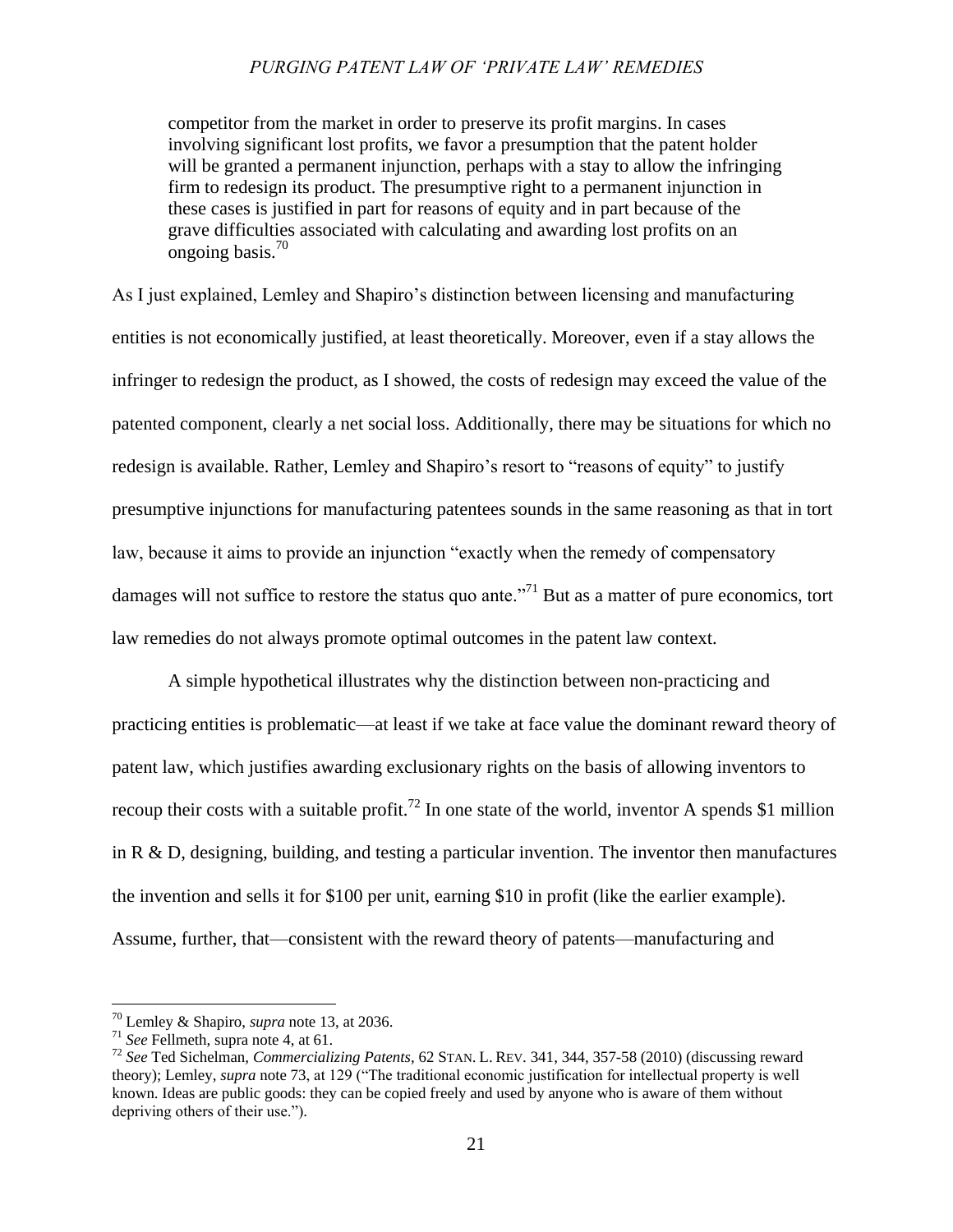> competitor from the market in order to preserve its profit margins. In cases involving significant lost profits, we favor a presumption that the patent holder will be granted a permanent injunction, perhaps with a stay to allow the infringing firm to redesign its product. The presumptive right to a permanent injunction in these cases is justified in part for reasons of equity and in part because of the grave difficulties associated with calculating and awarding lost profits on an ongoing basis.[70]

As I just explained, Lemley and Shapiro's distinction between licensing and manufacturing entities is not economically justified, at least theoretically. Moreover, even if a stay allows the infringer to redesign the product, as I showed, the costs of redesign may exceed the value of the patented component, clearly a net social loss. Additionally, there may be situations for which no redesign is available. Rather, Lemley and Shapiro's resort to "reasons of equity" to justify presumptive injunctions for manufacturing patentees sounds in the same reasoning as that in tort law, because it aims to provide an injunction "exactly when the remedy of compensatory damages will not suffice to restore the status quo ante."[71] But as a matter of pure economics, tort law remedies do not always promote optimal outcomes in the patent law context.

A simple hypothetical illustrates why the distinction between non-practicing and practicing entities is problematic—at least if we take at face value the dominant reward theory of patent law, which justifies awarding exclusionary rights on the basis of allowing inventors to recoup their costs with a suitable profit.[72] In one state of the world, inventor A spends $1 million in R & D, designing, building, and testing a particular invention. The inventor then manufactures the invention and sells it for $100 per unit, earning $10 in profit (like the earlier example). Assume, further, that—consistent with the reward theory of patents—manufacturing and

---

[70] Lemley & Shapiro, *supra* note 13, at 2036.

[71] *See* Fellmeth, supra note 4, at 61.

[72] *See* Ted Sichelman, *Commercializing Patents*, 62 STAN. L. REV. 341, 344, 357-58 (2010) (discussing reward theory); Lemley, *supra* note 73, at 129 ("The traditional economic justification for intellectual property is well known. Ideas are public goods: they can be copied freely and used by anyone who is aware of them without depriving others of their use.").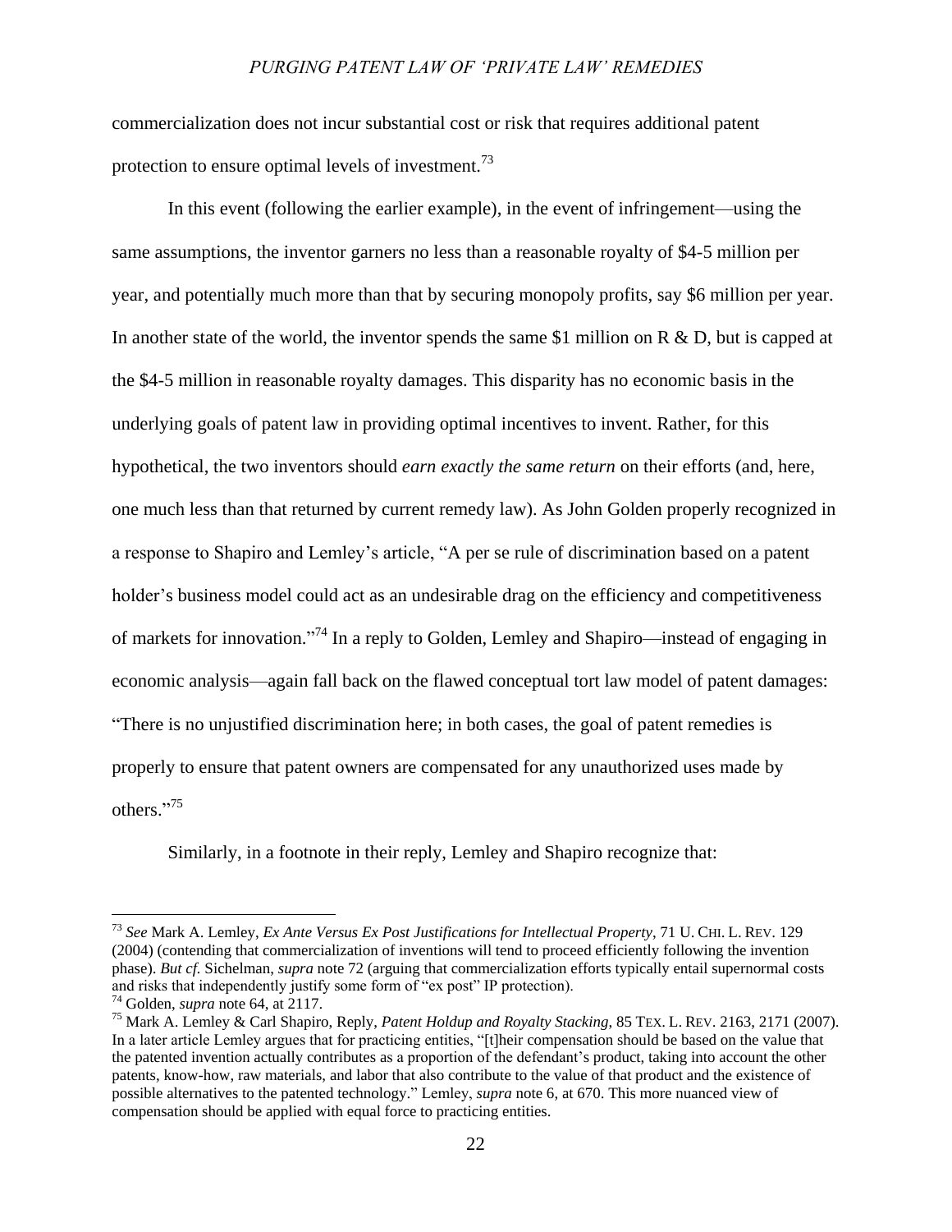commercialization does not incur substantial cost or risk that requires additional patent protection to ensure optimal levels of investment.[73]

In this event (following the earlier example), in the event of infringement—using the same assumptions, the inventor garners no less than a reasonable royalty of $4-5 million per year, and potentially much more than that by securing monopoly profits, say $6 million per year. In another state of the world, the inventor spends the same $1 million on R & D, but is capped at the $4-5 million in reasonable royalty damages. This disparity has no economic basis in the underlying goals of patent law in providing optimal incentives to invent. Rather, for this hypothetical, the two inventors should *earn exactly the same return* on their efforts (and, here, one much less than that returned by current remedy law). As John Golden properly recognized in a response to Shapiro and Lemley's article, "A per se rule of discrimination based on a patent holder's business model could act as an undesirable drag on the efficiency and competitiveness of markets for innovation."[74] In a reply to Golden, Lemley and Shapiro—instead of engaging in economic analysis—again fall back on the flawed conceptual tort law model of patent damages: "There is no unjustified discrimination here; in both cases, the goal of patent remedies is properly to ensure that patent owners are compensated for any unauthorized uses made by others."[75]

Similarly, in a footnote in their reply, Lemley and Shapiro recognize that:

---

[73] *See* Mark A. Lemley, *Ex Ante Versus Ex Post Justifications for Intellectual Property*, 71 U. CHI. L. REV. 129 (2004) (contending that commercialization of inventions will tend to proceed efficiently following the invention phase). *But cf.* Sichelman, *supra* note 72 (arguing that commercialization efforts typically entail supernormal costs and risks that independently justify some form of "ex post" IP protection).

[74] Golden, *supra* note 64, at 2117.

[75] Mark A. Lemley & Carl Shapiro, Reply, *Patent Holdup and Royalty Stacking*, 85 TEX. L. REV. 2163, 2171 (2007). In a later article Lemley argues that for practicing entities, "[t]heir compensation should be based on the value that the patented invention actually contributes as a proportion of the defendant's product, taking into account the other patents, know-how, raw materials, and labor that also contribute to the value of that product and the existence of possible alternatives to the patented technology." Lemley, *supra* note 6, at 670. This more nuanced view of compensation should be applied with equal force to practicing entities.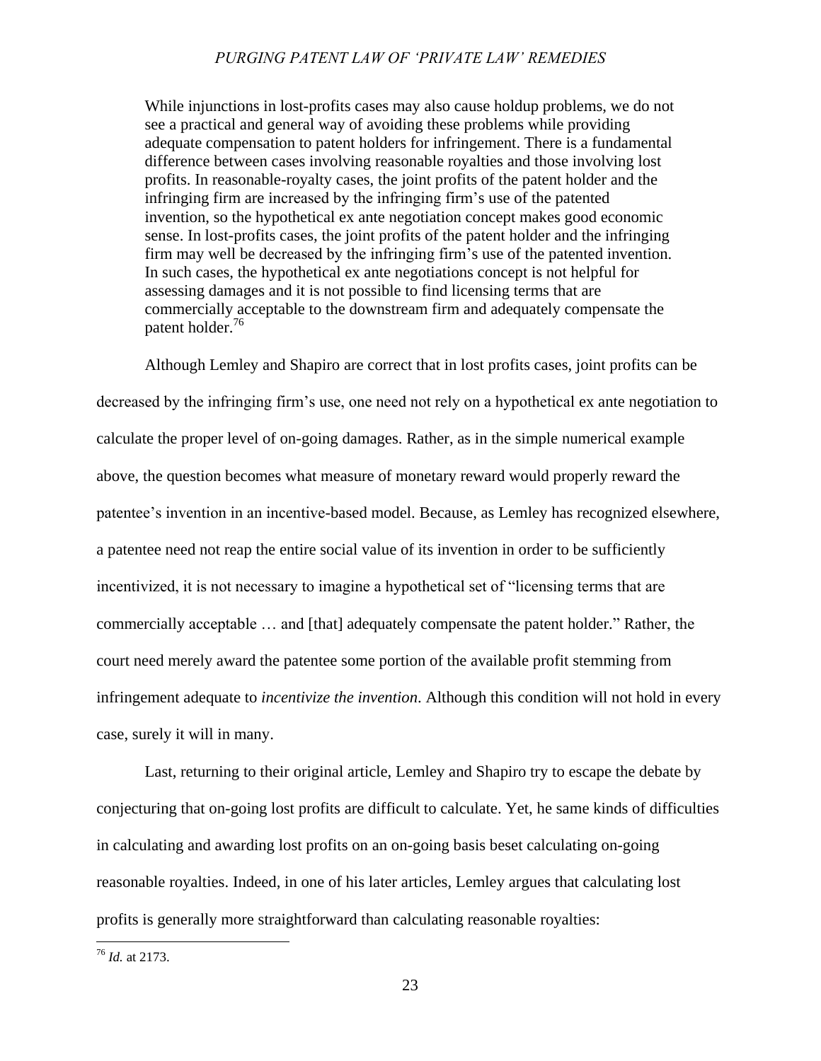> While injunctions in lost-profits cases may also cause holdup problems, we do not see a practical and general way of avoiding these problems while providing adequate compensation to patent holders for infringement. There is a fundamental difference between cases involving reasonable royalties and those involving lost profits. In reasonable-royalty cases, the joint profits of the patent holder and the infringing firm are increased by the infringing firm's use of the patented invention, so the hypothetical ex ante negotiation concept makes good economic sense. In lost-profits cases, the joint profits of the patent holder and the infringing firm may well be decreased by the infringing firm's use of the patented invention. In such cases, the hypothetical ex ante negotiations concept is not helpful for assessing damages and it is not possible to find licensing terms that are commercially acceptable to the downstream firm and adequately compensate the patent holder.[76]

Although Lemley and Shapiro are correct that in lost profits cases, joint profits can be decreased by the infringing firm's use, one need not rely on a hypothetical ex ante negotiation to calculate the proper level of on-going damages. Rather, as in the simple numerical example above, the question becomes what measure of monetary reward would properly reward the patentee's invention in an incentive-based model. Because, as Lemley has recognized elsewhere, a patentee need not reap the entire social value of its invention in order to be sufficiently incentivized, it is not necessary to imagine a hypothetical set of "licensing terms that are commercially acceptable … and [that] adequately compensate the patent holder." Rather, the court need merely award the patentee some portion of the available profit stemming from infringement adequate to *incentivize the invention*. Although this condition will not hold in every case, surely it will in many.

Last, returning to their original article, Lemley and Shapiro try to escape the debate by conjecturing that on-going lost profits are difficult to calculate. Yet, he same kinds of difficulties in calculating and awarding lost profits on an on-going basis beset calculating on-going reasonable royalties. Indeed, in one of his later articles, Lemley argues that calculating lost profits is generally more straightforward than calculating reasonable royalties:

---

[76] *Id.* at 2173.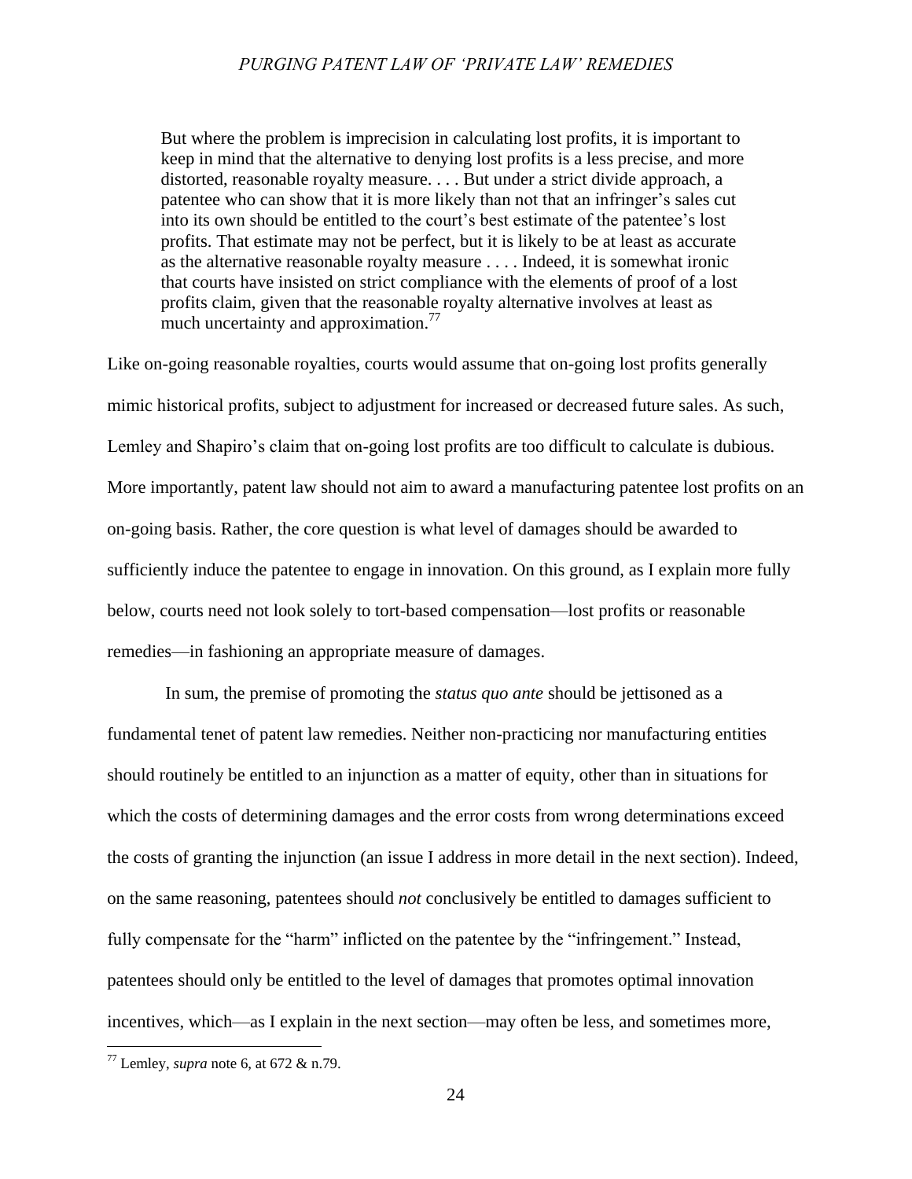> But where the problem is imprecision in calculating lost profits, it is important to keep in mind that the alternative to denying lost profits is a less precise, and more distorted, reasonable royalty measure. . . . But under a strict divide approach, a patentee who can show that it is more likely than not that an infringer's sales cut into its own should be entitled to the court's best estimate of the patentee's lost profits. That estimate may not be perfect, but it is likely to be at least as accurate as the alternative reasonable royalty measure . . . . Indeed, it is somewhat ironic that courts have insisted on strict compliance with the elements of proof of a lost profits claim, given that the reasonable royalty alternative involves at least as much uncertainty and approximation.[77]

Like on-going reasonable royalties, courts would assume that on-going lost profits generally mimic historical profits, subject to adjustment for increased or decreased future sales. As such, Lemley and Shapiro's claim that on-going lost profits are too difficult to calculate is dubious. More importantly, patent law should not aim to award a manufacturing patentee lost profits on an on-going basis. Rather, the core question is what level of damages should be awarded to sufficiently induce the patentee to engage in innovation. On this ground, as I explain more fully below, courts need not look solely to tort-based compensation—lost profits or reasonable remedies—in fashioning an appropriate measure of damages.

In sum, the premise of promoting the *status quo ante* should be jettisoned as a fundamental tenet of patent law remedies. Neither non-practicing nor manufacturing entities should routinely be entitled to an injunction as a matter of equity, other than in situations for which the costs of determining damages and the error costs from wrong determinations exceed the costs of granting the injunction (an issue I address in more detail in the next section). Indeed, on the same reasoning, patentees should *not* conclusively be entitled to damages sufficient to fully compensate for the "harm" inflicted on the patentee by the "infringement." Instead, patentees should only be entitled to the level of damages that promotes optimal innovation incentives, which—as I explain in the next section—may often be less, and sometimes more,

[77] Lemley, *supra* note 6, at 672 & n.79.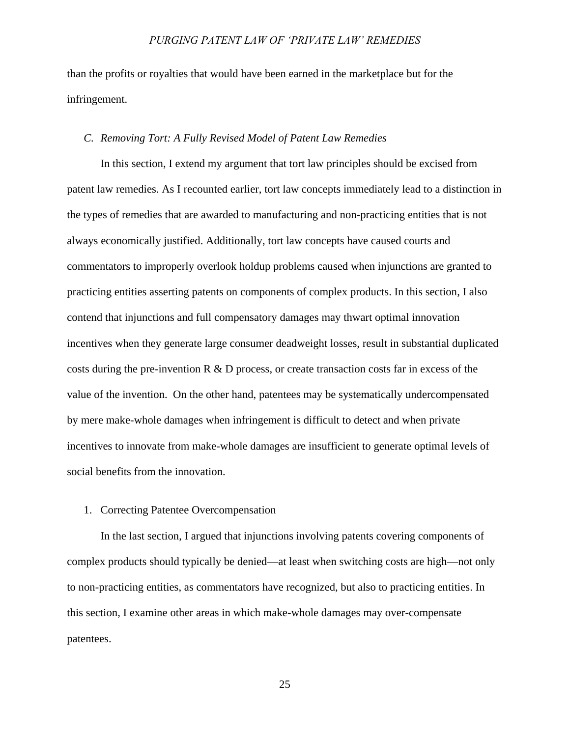than the profits or royalties that would have been earned in the marketplace but for the infringement.

### *C. Removing Tort: A Fully Revised Model of Patent Law Remedies*

In this section, I extend my argument that tort law principles should be excised from patent law remedies. As I recounted earlier, tort law concepts immediately lead to a distinction in the types of remedies that are awarded to manufacturing and non-practicing entities that is not always economically justified. Additionally, tort law concepts have caused courts and commentators to improperly overlook holdup problems caused when injunctions are granted to practicing entities asserting patents on components of complex products. In this section, I also contend that injunctions and full compensatory damages may thwart optimal innovation incentives when they generate large consumer deadweight losses, result in substantial duplicated costs during the pre-invention R & D process, or create transaction costs far in excess of the value of the invention. On the other hand, patentees may be systematically undercompensated by mere make-whole damages when infringement is difficult to detect and when private incentives to innovate from make-whole damages are insufficient to generate optimal levels of social benefits from the innovation.

#### 1. Correcting Patentee Overcompensation

In the last section, I argued that injunctions involving patents covering components of complex products should typically be denied—at least when switching costs are high—not only to non-practicing entities, as commentators have recognized, but also to practicing entities. In this section, I examine other areas in which make-whole damages may over-compensate patentees.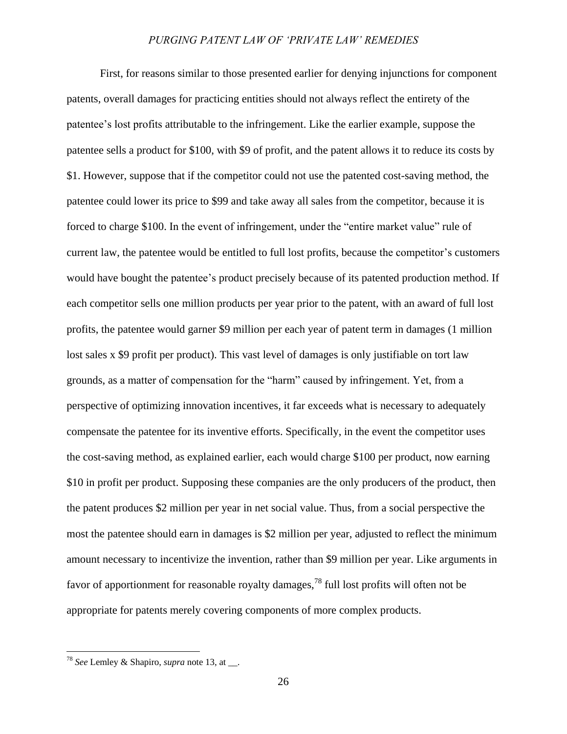First, for reasons similar to those presented earlier for denying injunctions for component patents, overall damages for practicing entities should not always reflect the entirety of the patentee's lost profits attributable to the infringement. Like the earlier example, suppose the patentee sells a product for \$100, with \$9 of profit, and the patent allows it to reduce its costs by \$1. However, suppose that if the competitor could not use the patented cost-saving method, the patentee could lower its price to \$99 and take away all sales from the competitor, because it is forced to charge \$100. In the event of infringement, under the "entire market value" rule of current law, the patentee would be entitled to full lost profits, because the competitor's customers would have bought the patentee's product precisely because of its patented production method. If each competitor sells one million products per year prior to the patent, with an award of full lost profits, the patentee would garner \$9 million per each year of patent term in damages (1 million lost sales x \$9 profit per product). This vast level of damages is only justifiable on tort law grounds, as a matter of compensation for the "harm" caused by infringement. Yet, from a perspective of optimizing innovation incentives, it far exceeds what is necessary to adequately compensate the patentee for its inventive efforts. Specifically, in the event the competitor uses the cost-saving method, as explained earlier, each would charge \$100 per product, now earning \$10 in profit per product. Supposing these companies are the only producers of the product, then the patent produces \$2 million per year in net social value. Thus, from a social perspective the most the patentee should earn in damages is \$2 million per year, adjusted to reflect the minimum amount necessary to incentivize the invention, rather than \$9 million per year. Like arguments in favor of apportionment for reasonable royalty damages,[78] full lost profits will often not be appropriate for patents merely covering components of more complex products.

---

[78] *See* Lemley & Shapiro, *supra* note 13, at __.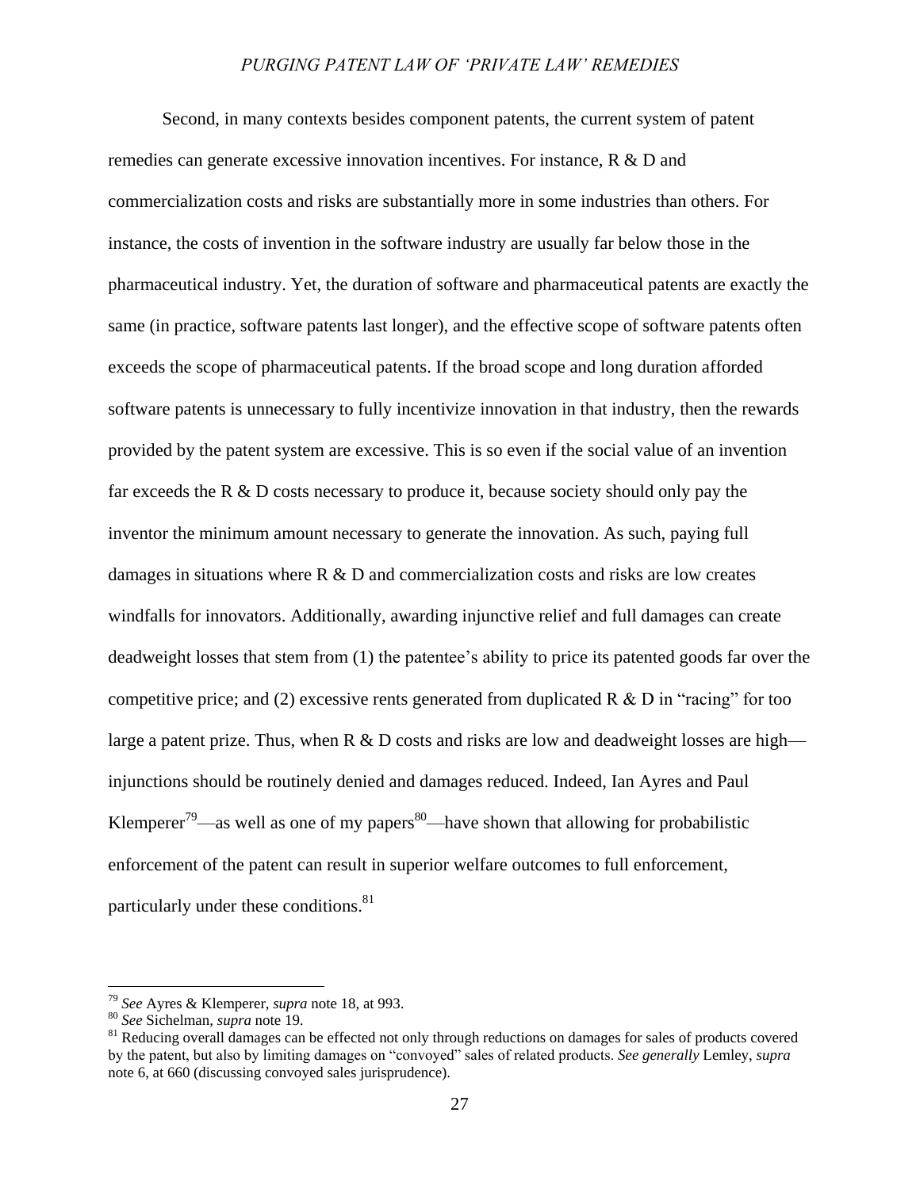Second, in many contexts besides component patents, the current system of patent remedies can generate excessive innovation incentives. For instance, R & D and commercialization costs and risks are substantially more in some industries than others. For instance, the costs of invention in the software industry are usually far below those in the pharmaceutical industry. Yet, the duration of software and pharmaceutical patents are exactly the same (in practice, software patents last longer), and the effective scope of software patents often exceeds the scope of pharmaceutical patents. If the broad scope and long duration afforded software patents is unnecessary to fully incentivize innovation in that industry, then the rewards provided by the patent system are excessive. This is so even if the social value of an invention far exceeds the R & D costs necessary to produce it, because society should only pay the inventor the minimum amount necessary to generate the innovation. As such, paying full damages in situations where R & D and commercialization costs and risks are low creates windfalls for innovators. Additionally, awarding injunctive relief and full damages can create deadweight losses that stem from (1) the patentee's ability to price its patented goods far over the competitive price; and (2) excessive rents generated from duplicated R & D in "racing" for too large a patent prize. Thus, when R & D costs and risks are low and deadweight losses are high—injunctions should be routinely denied and damages reduced. Indeed, Ian Ayres and Paul Klemperer[79]—as well as one of my papers[80]—have shown that allowing for probabilistic enforcement of the patent can result in superior welfare outcomes to full enforcement, particularly under these conditions.[81]

---

[79] *See* Ayres & Klemperer, *supra* note 18, at 993.

[80] *See* Sichelman, *supra* note 19.

[81] Reducing overall damages can be effected not only through reductions on damages for sales of products covered by the patent, but also by limiting damages on "convoyed" sales of related products. *See generally* Lemley, *supra* note 6, at 660 (discussing convoyed sales jurisprudence).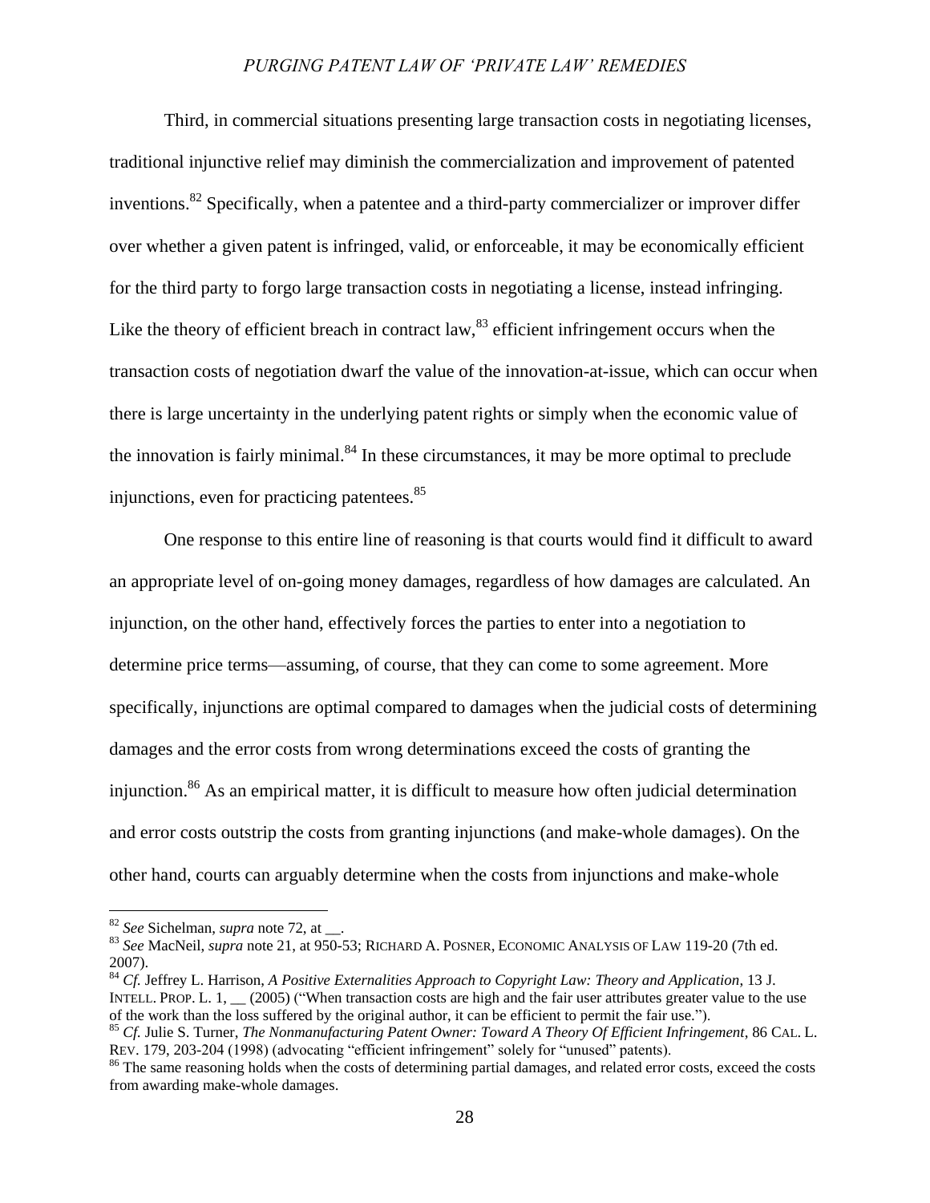Third, in commercial situations presenting large transaction costs in negotiating licenses, traditional injunctive relief may diminish the commercialization and improvement of patented inventions.[82] Specifically, when a patentee and a third-party commercializer or improver differ over whether a given patent is infringed, valid, or enforceable, it may be economically efficient for the third party to forgo large transaction costs in negotiating a license, instead infringing. Like the theory of efficient breach in contract law,[83] efficient infringement occurs when the transaction costs of negotiation dwarf the value of the innovation-at-issue, which can occur when there is large uncertainty in the underlying patent rights or simply when the economic value of the innovation is fairly minimal.[84] In these circumstances, it may be more optimal to preclude injunctions, even for practicing patentees.[85]

One response to this entire line of reasoning is that courts would find it difficult to award an appropriate level of on-going money damages, regardless of how damages are calculated. An injunction, on the other hand, effectively forces the parties to enter into a negotiation to determine price terms—assuming, of course, that they can come to some agreement. More specifically, injunctions are optimal compared to damages when the judicial costs of determining damages and the error costs from wrong determinations exceed the costs of granting the injunction.[86] As an empirical matter, it is difficult to measure how often judicial determination and error costs outstrip the costs from granting injunctions (and make-whole damages). On the other hand, courts can arguably determine when the costs from injunctions and make-whole

---

[82] *See* Sichelman, *supra* note 72, at __.

[83] *See* MacNeil, *supra* note 21, at 950-53; RICHARD A. POSNER, ECONOMIC ANALYSIS OF LAW 119-20 (7th ed. 2007).

[84] *Cf.* Jeffrey L. Harrison, *A Positive Externalities Approach to Copyright Law: Theory and Application*, 13 J. INTELL. PROP. L. 1, __ (2005) ("When transaction costs are high and the fair user attributes greater value to the use of the work than the loss suffered by the original author, it can be efficient to permit the fair use.").

[85] *Cf.* Julie S. Turner, *The Nonmanufacturing Patent Owner: Toward A Theory Of Efficient Infringement*, 86 CAL. L. REV. 179, 203-204 (1998) (advocating "efficient infringement" solely for "unused" patents).

[86] The same reasoning holds when the costs of determining partial damages, and related error costs, exceed the costs from awarding make-whole damages.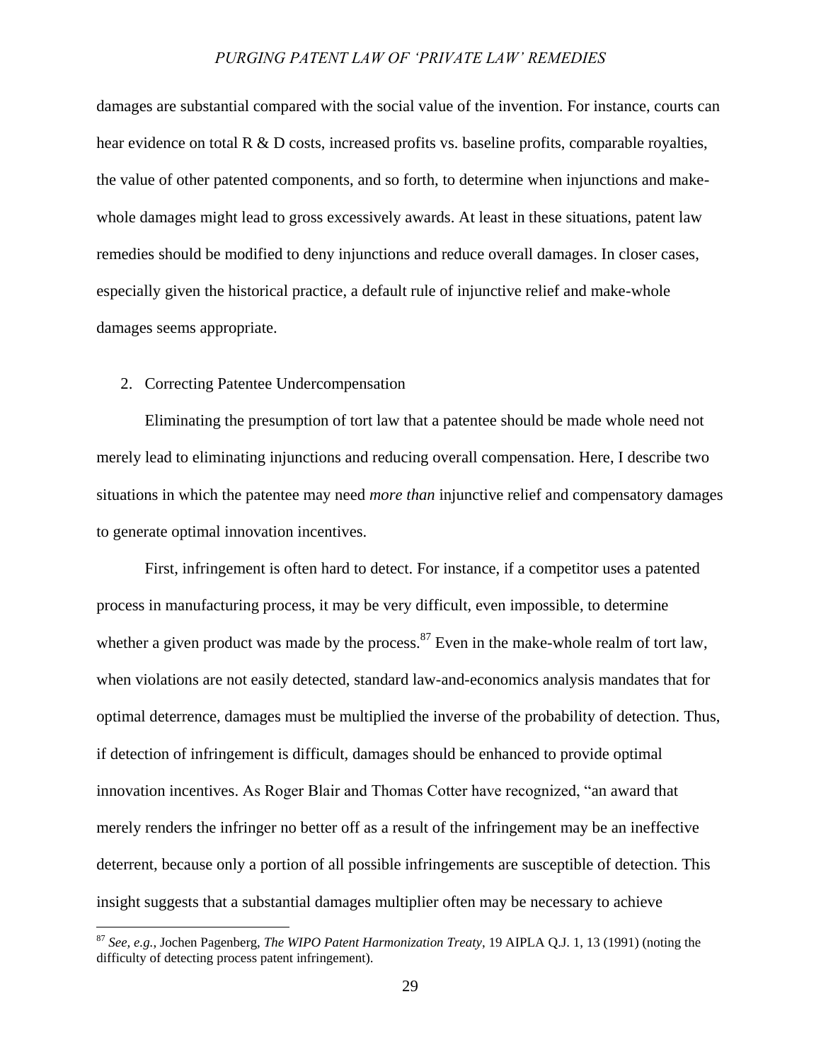damages are substantial compared with the social value of the invention. For instance, courts can hear evidence on total R & D costs, increased profits vs. baseline profits, comparable royalties, the value of other patented components, and so forth, to determine when injunctions and make-whole damages might lead to gross excessively awards. At least in these situations, patent law remedies should be modified to deny injunctions and reduce overall damages. In closer cases, especially given the historical practice, a default rule of injunctive relief and make-whole damages seems appropriate.

2. Correcting Patentee Undercompensation

Eliminating the presumption of tort law that a patentee should be made whole need not merely lead to eliminating injunctions and reducing overall compensation. Here, I describe two situations in which the patentee may need *more than* injunctive relief and compensatory damages to generate optimal innovation incentives.

First, infringement is often hard to detect. For instance, if a competitor uses a patented process in manufacturing process, it may be very difficult, even impossible, to determine whether a given product was made by the process.[87] Even in the make-whole realm of tort law, when violations are not easily detected, standard law-and-economics analysis mandates that for optimal deterrence, damages must be multiplied the inverse of the probability of detection. Thus, if detection of infringement is difficult, damages should be enhanced to provide optimal innovation incentives. As Roger Blair and Thomas Cotter have recognized, "an award that merely renders the infringer no better off as a result of the infringement may be an ineffective deterrent, because only a portion of all possible infringements are susceptible of detection. This insight suggests that a substantial damages multiplier often may be necessary to achieve

[87] *See, e.g.*, Jochen Pagenberg, *The WIPO Patent Harmonization Treaty*, 19 AIPLA Q.J. 1, 13 (1991) (noting the difficulty of detecting process patent infringement).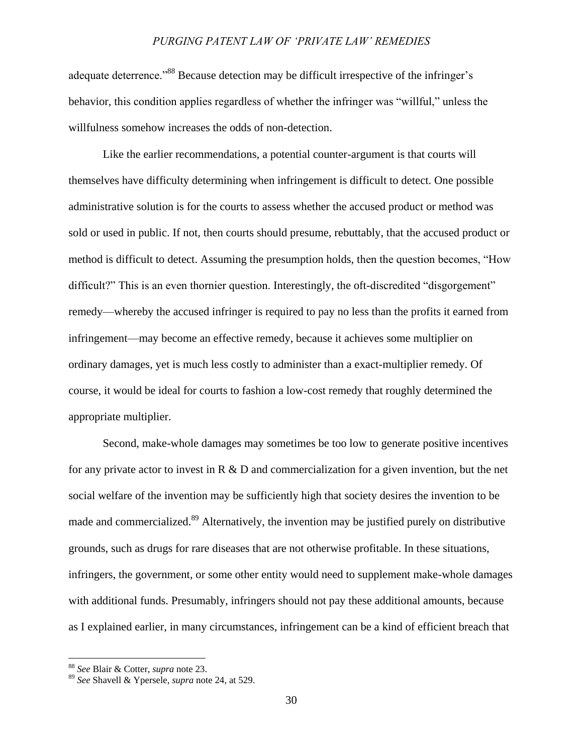adequate deterrence."[88] Because detection may be difficult irrespective of the infringer's behavior, this condition applies regardless of whether the infringer was "willful," unless the willfulness somehow increases the odds of non-detection.

Like the earlier recommendations, a potential counter-argument is that courts will themselves have difficulty determining when infringement is difficult to detect. One possible administrative solution is for the courts to assess whether the accused product or method was sold or used in public. If not, then courts should presume, rebuttably, that the accused product or method is difficult to detect. Assuming the presumption holds, then the question becomes, "How difficult?" This is an even thornier question. Interestingly, the oft-discredited "disgorgement" remedy—whereby the accused infringer is required to pay no less than the profits it earned from infringement—may become an effective remedy, because it achieves some multiplier on ordinary damages, yet is much less costly to administer than a exact-multiplier remedy. Of course, it would be ideal for courts to fashion a low-cost remedy that roughly determined the appropriate multiplier.

Second, make-whole damages may sometimes be too low to generate positive incentives for any private actor to invest in R & D and commercialization for a given invention, but the net social welfare of the invention may be sufficiently high that society desires the invention to be made and commercialized.[89] Alternatively, the invention may be justified purely on distributive grounds, such as drugs for rare diseases that are not otherwise profitable. In these situations, infringers, the government, or some other entity would need to supplement make-whole damages with additional funds. Presumably, infringers should not pay these additional amounts, because as I explained earlier, in many circumstances, infringement can be a kind of efficient breach that

---

[88] *See* Blair & Cotter, *supra* note 23.

[89] *See* Shavell & Ypersele, *supra* note 24, at 529.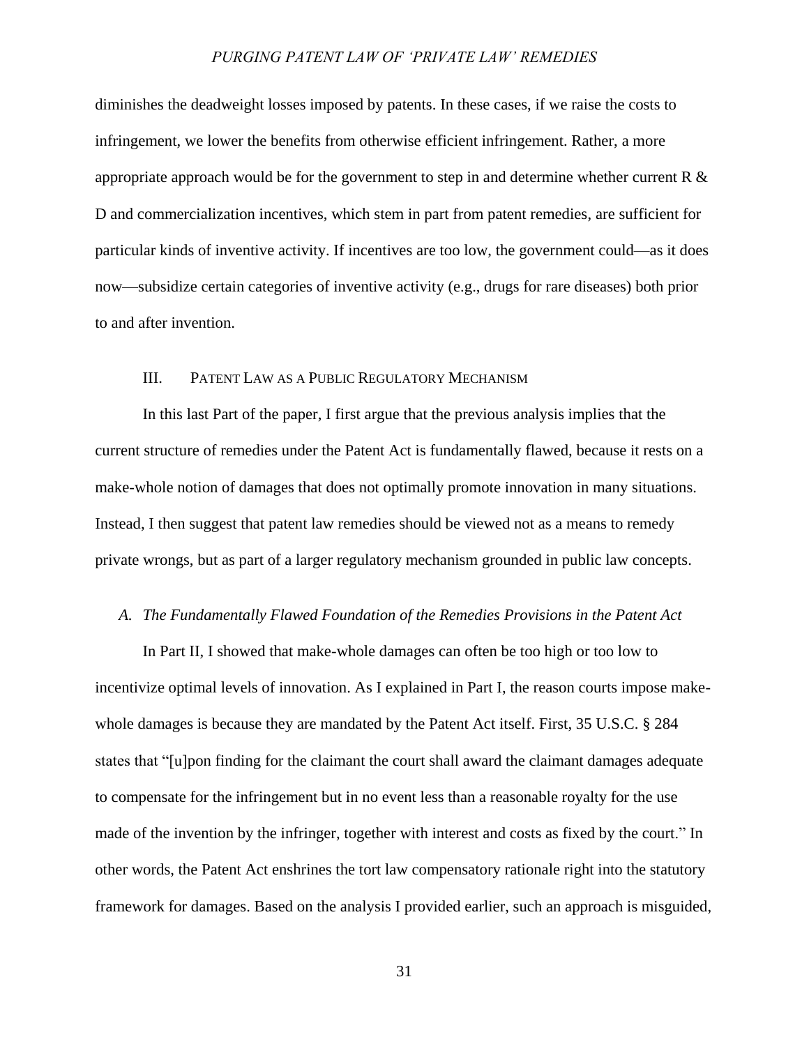diminishes the deadweight losses imposed by patents. In these cases, if we raise the costs to infringement, we lower the benefits from otherwise efficient infringement. Rather, a more appropriate approach would be for the government to step in and determine whether current R & D and commercialization incentives, which stem in part from patent remedies, are sufficient for particular kinds of inventive activity. If incentives are too low, the government could—as it does now—subsidize certain categories of inventive activity (e.g., drugs for rare diseases) both prior to and after invention.

## III. PATENT LAW AS A PUBLIC REGULATORY MECHANISM

In this last Part of the paper, I first argue that the previous analysis implies that the current structure of remedies under the Patent Act is fundamentally flawed, because it rests on a make-whole notion of damages that does not optimally promote innovation in many situations. Instead, I then suggest that patent law remedies should be viewed not as a means to remedy private wrongs, but as part of a larger regulatory mechanism grounded in public law concepts.

### *A. The Fundamentally Flawed Foundation of the Remedies Provisions in the Patent Act*

In Part II, I showed that make-whole damages can often be too high or too low to incentivize optimal levels of innovation. As I explained in Part I, the reason courts impose make-whole damages is because they are mandated by the Patent Act itself. First, 35 U.S.C. § 284 states that "[u]pon finding for the claimant the court shall award the claimant damages adequate to compensate for the infringement but in no event less than a reasonable royalty for the use made of the invention by the infringer, together with interest and costs as fixed by the court." In other words, the Patent Act enshrines the tort law compensatory rationale right into the statutory framework for damages. Based on the analysis I provided earlier, such an approach is misguided,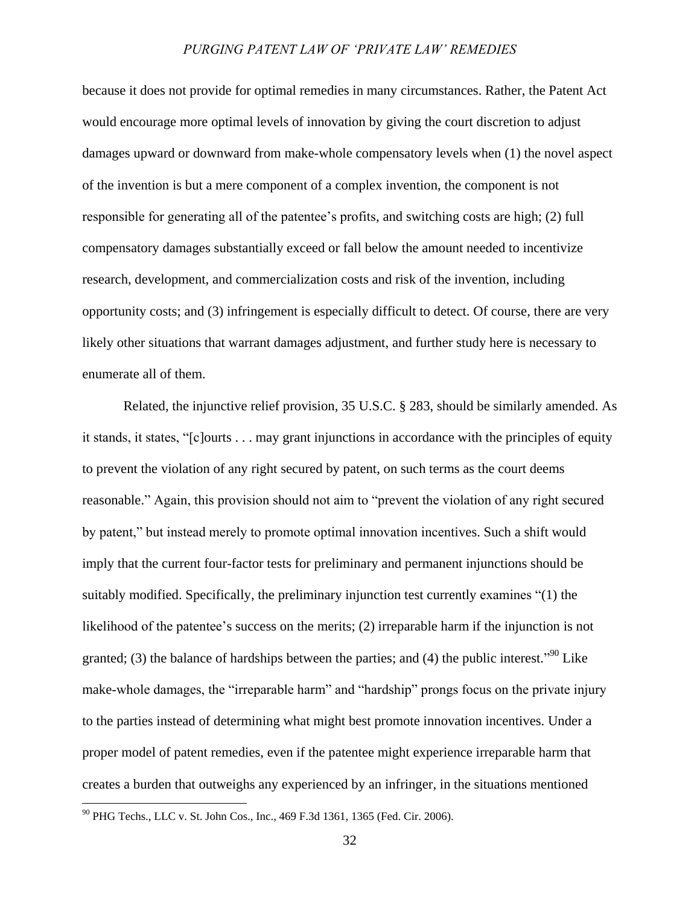because it does not provide for optimal remedies in many circumstances. Rather, the Patent Act would encourage more optimal levels of innovation by giving the court discretion to adjust damages upward or downward from make-whole compensatory levels when (1) the novel aspect of the invention is but a mere component of a complex invention, the component is not responsible for generating all of the patentee's profits, and switching costs are high; (2) full compensatory damages substantially exceed or fall below the amount needed to incentivize research, development, and commercialization costs and risk of the invention, including opportunity costs; and (3) infringement is especially difficult to detect. Of course, there are very likely other situations that warrant damages adjustment, and further study here is necessary to enumerate all of them.

Related, the injunctive relief provision, 35 U.S.C. § 283, should be similarly amended. As it stands, it states, "[c]ourts . . . may grant injunctions in accordance with the principles of equity to prevent the violation of any right secured by patent, on such terms as the court deems reasonable." Again, this provision should not aim to "prevent the violation of any right secured by patent," but instead merely to promote optimal innovation incentives. Such a shift would imply that the current four-factor tests for preliminary and permanent injunctions should be suitably modified. Specifically, the preliminary injunction test currently examines "(1) the likelihood of the patentee's success on the merits; (2) irreparable harm if the injunction is not granted; (3) the balance of hardships between the parties; and (4) the public interest."[90] Like make-whole damages, the "irreparable harm" and "hardship" prongs focus on the private injury to the parties instead of determining what might best promote innovation incentives. Under a proper model of patent remedies, even if the patentee might experience irreparable harm that creates a burden that outweighs any experienced by an infringer, in the situations mentioned

[90] PHG Techs., LLC v. St. John Cos., Inc., 469 F.3d 1361, 1365 (Fed. Cir. 2006).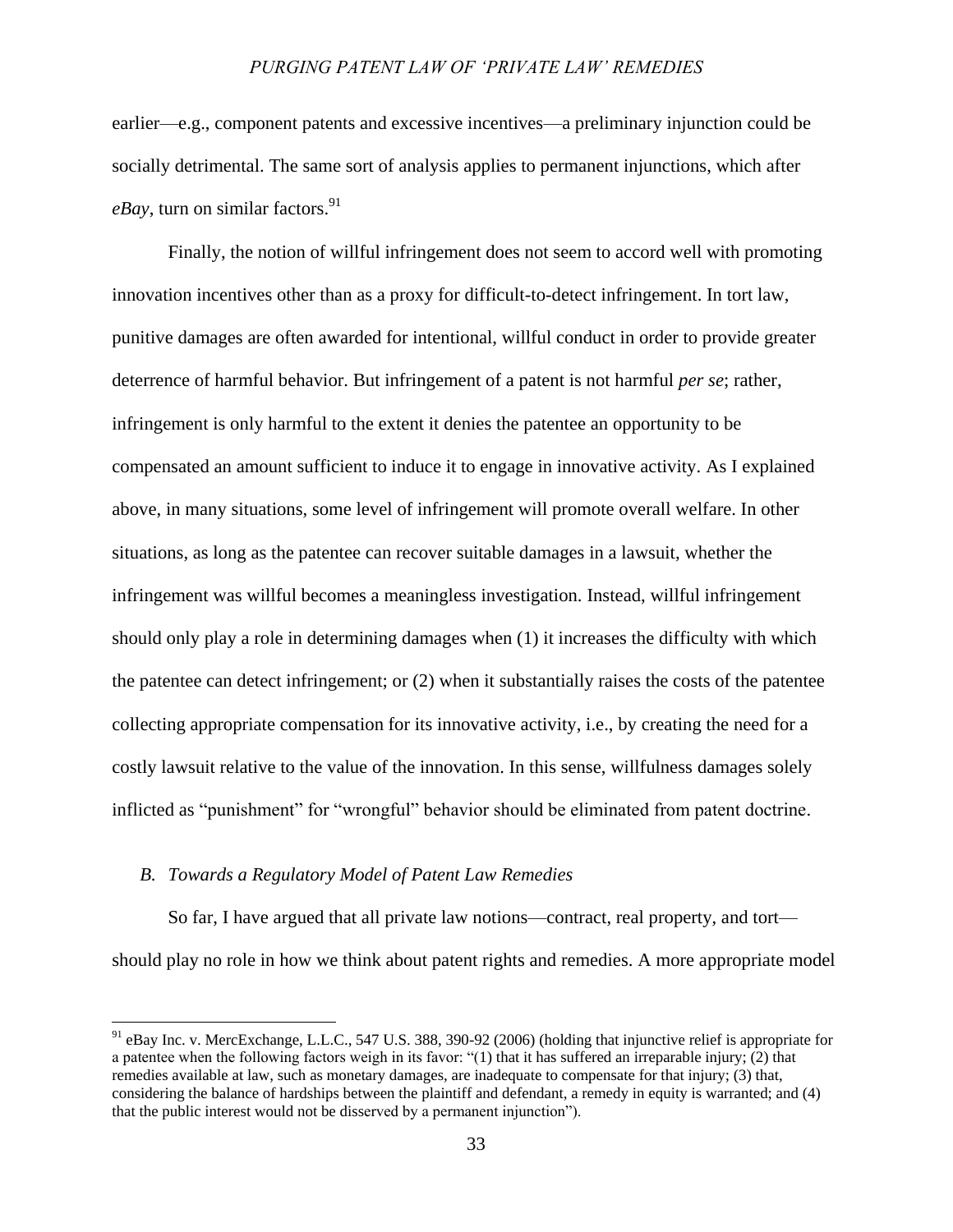earlier—e.g., component patents and excessive incentives—a preliminary injunction could be socially detrimental. The same sort of analysis applies to permanent injunctions, which after *eBay*, turn on similar factors.[91]

Finally, the notion of willful infringement does not seem to accord well with promoting innovation incentives other than as a proxy for difficult-to-detect infringement. In tort law, punitive damages are often awarded for intentional, willful conduct in order to provide greater deterrence of harmful behavior. But infringement of a patent is not harmful *per se*; rather, infringement is only harmful to the extent it denies the patentee an opportunity to be compensated an amount sufficient to induce it to engage in innovative activity. As I explained above, in many situations, some level of infringement will promote overall welfare. In other situations, as long as the patentee can recover suitable damages in a lawsuit, whether the infringement was willful becomes a meaningless investigation. Instead, willful infringement should only play a role in determining damages when (1) it increases the difficulty with which the patentee can detect infringement; or (2) when it substantially raises the costs of the patentee collecting appropriate compensation for its innovative activity, i.e., by creating the need for a costly lawsuit relative to the value of the innovation. In this sense, willfulness damages solely inflicted as "punishment" for "wrongful" behavior should be eliminated from patent doctrine.

### *B. Towards a Regulatory Model of Patent Law Remedies*

So far, I have argued that all private law notions—contract, real property, and tort—should play no role in how we think about patent rights and remedies. A more appropriate model

---

[91] eBay Inc. v. MercExchange, L.L.C., 547 U.S. 388, 390-92 (2006) (holding that injunctive relief is appropriate for a patentee when the following factors weigh in its favor: "(1) that it has suffered an irreparable injury; (2) that remedies available at law, such as monetary damages, are inadequate to compensate for that injury; (3) that, considering the balance of hardships between the plaintiff and defendant, a remedy in equity is warranted; and (4) that the public interest would not be disserved by a permanent injunction").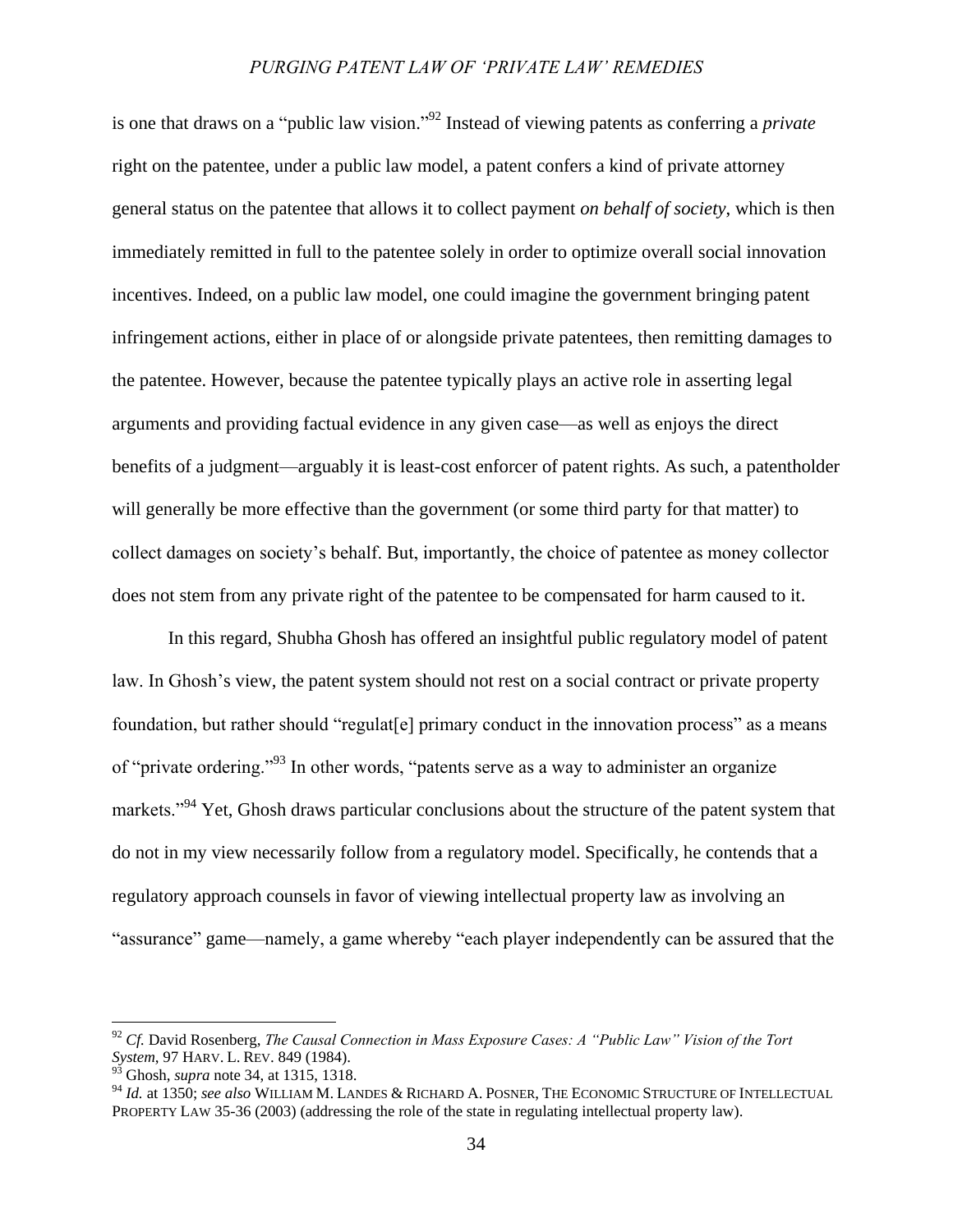is one that draws on a "public law vision."[92] Instead of viewing patents as conferring a *private* right on the patentee, under a public law model, a patent confers a kind of private attorney general status on the patentee that allows it to collect payment *on behalf of society*, which is then immediately remitted in full to the patentee solely in order to optimize overall social innovation incentives. Indeed, on a public law model, one could imagine the government bringing patent infringement actions, either in place of or alongside private patentees, then remitting damages to the patentee. However, because the patentee typically plays an active role in asserting legal arguments and providing factual evidence in any given case—as well as enjoys the direct benefits of a judgment—arguably it is least-cost enforcer of patent rights. As such, a patentholder will generally be more effective than the government (or some third party for that matter) to collect damages on society's behalf. But, importantly, the choice of patentee as money collector does not stem from any private right of the patentee to be compensated for harm caused to it.

In this regard, Shubha Ghosh has offered an insightful public regulatory model of patent law. In Ghosh's view, the patent system should not rest on a social contract or private property foundation, but rather should "regulat[e] primary conduct in the innovation process" as a means of "private ordering."[93] In other words, "patents serve as a way to administer an organize markets."[94] Yet, Ghosh draws particular conclusions about the structure of the patent system that do not in my view necessarily follow from a regulatory model. Specifically, he contends that a regulatory approach counsels in favor of viewing intellectual property law as involving an "assurance" game—namely, a game whereby "each player independently can be assured that the

---

[92] *Cf.* David Rosenberg, *The Causal Connection in Mass Exposure Cases: A "Public Law" Vision of the Tort System*, 97 HARV. L. REV. 849 (1984).

[93] Ghosh, *supra* note 34, at 1315, 1318.

[94] *Id.* at 1350; *see also* WILLIAM M. LANDES & RICHARD A. POSNER, THE ECONOMIC STRUCTURE OF INTELLECTUAL PROPERTY LAW 35-36 (2003) (addressing the role of the state in regulating intellectual property law).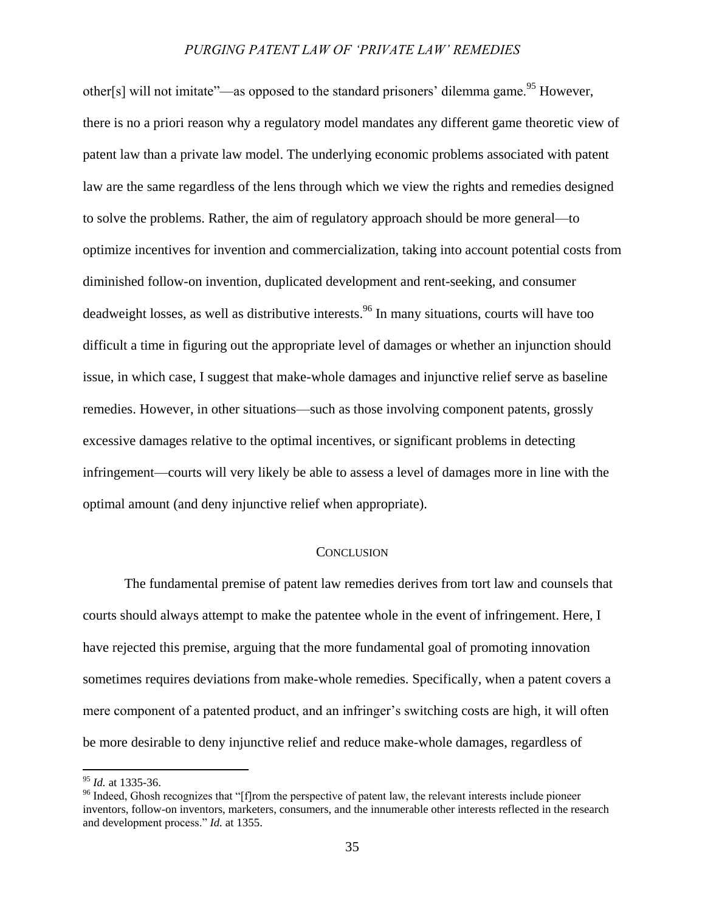other[s] will not imitate"—as opposed to the standard prisoners' dilemma game.[95] However, there is no a priori reason why a regulatory model mandates any different game theoretic view of patent law than a private law model. The underlying economic problems associated with patent law are the same regardless of the lens through which we view the rights and remedies designed to solve the problems. Rather, the aim of regulatory approach should be more general—to optimize incentives for invention and commercialization, taking into account potential costs from diminished follow-on invention, duplicated development and rent-seeking, and consumer deadweight losses, as well as distributive interests.[96] In many situations, courts will have too difficult a time in figuring out the appropriate level of damages or whether an injunction should issue, in which case, I suggest that make-whole damages and injunctive relief serve as baseline remedies. However, in other situations—such as those involving component patents, grossly excessive damages relative to the optimal incentives, or significant problems in detecting infringement—courts will very likely be able to assess a level of damages more in line with the optimal amount (and deny injunctive relief when appropriate).

## CONCLUSION

The fundamental premise of patent law remedies derives from tort law and counsels that courts should always attempt to make the patentee whole in the event of infringement. Here, I have rejected this premise, arguing that the more fundamental goal of promoting innovation sometimes requires deviations from make-whole remedies. Specifically, when a patent covers a mere component of a patented product, and an infringer's switching costs are high, it will often be more desirable to deny injunctive relief and reduce make-whole damages, regardless of

---

[95] *Id.* at 1335-36.

[96] Indeed, Ghosh recognizes that "[f]rom the perspective of patent law, the relevant interests include pioneer inventors, follow-on inventors, marketers, consumers, and the innumerable other interests reflected in the research and development process." *Id.* at 1355.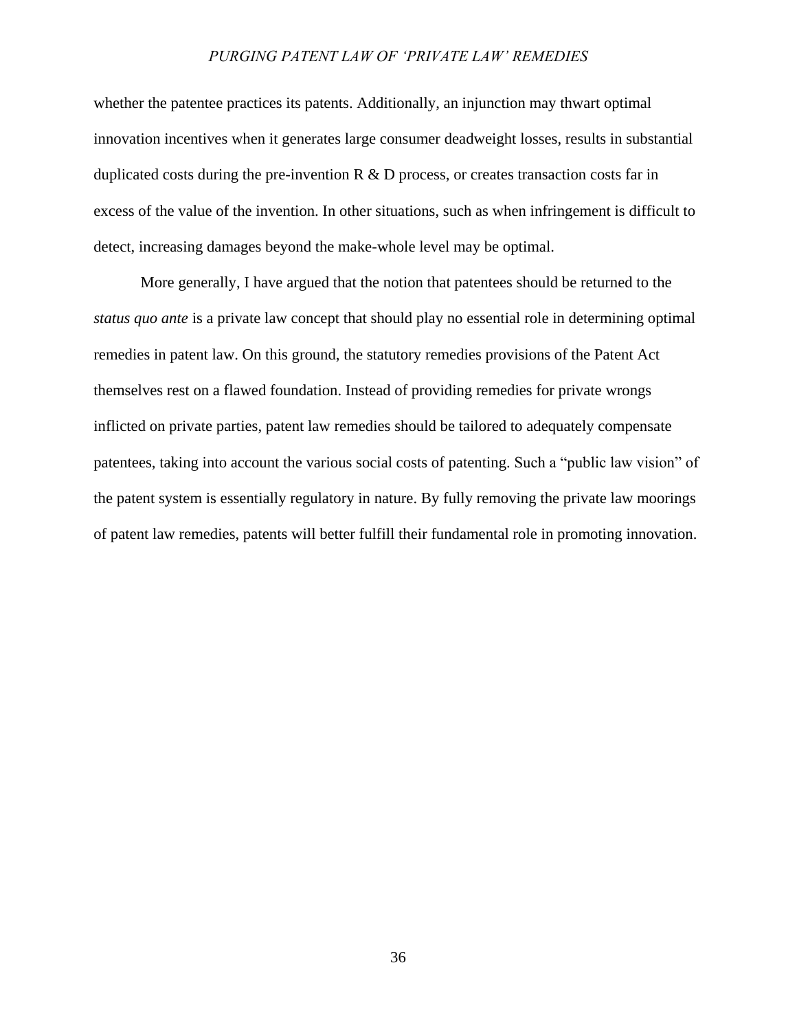whether the patentee practices its patents. Additionally, an injunction may thwart optimal innovation incentives when it generates large consumer deadweight losses, results in substantial duplicated costs during the pre-invention R & D process, or creates transaction costs far in excess of the value of the invention. In other situations, such as when infringement is difficult to detect, increasing damages beyond the make-whole level may be optimal.

More generally, I have argued that the notion that patentees should be returned to the *status quo ante* is a private law concept that should play no essential role in determining optimal remedies in patent law. On this ground, the statutory remedies provisions of the Patent Act themselves rest on a flawed foundation. Instead of providing remedies for private wrongs inflicted on private parties, patent law remedies should be tailored to adequately compensate patentees, taking into account the various social costs of patenting. Such a "public law vision" of the patent system is essentially regulatory in nature. By fully removing the private law moorings of patent law remedies, patents will better fulfill their fundamental role in promoting innovation.